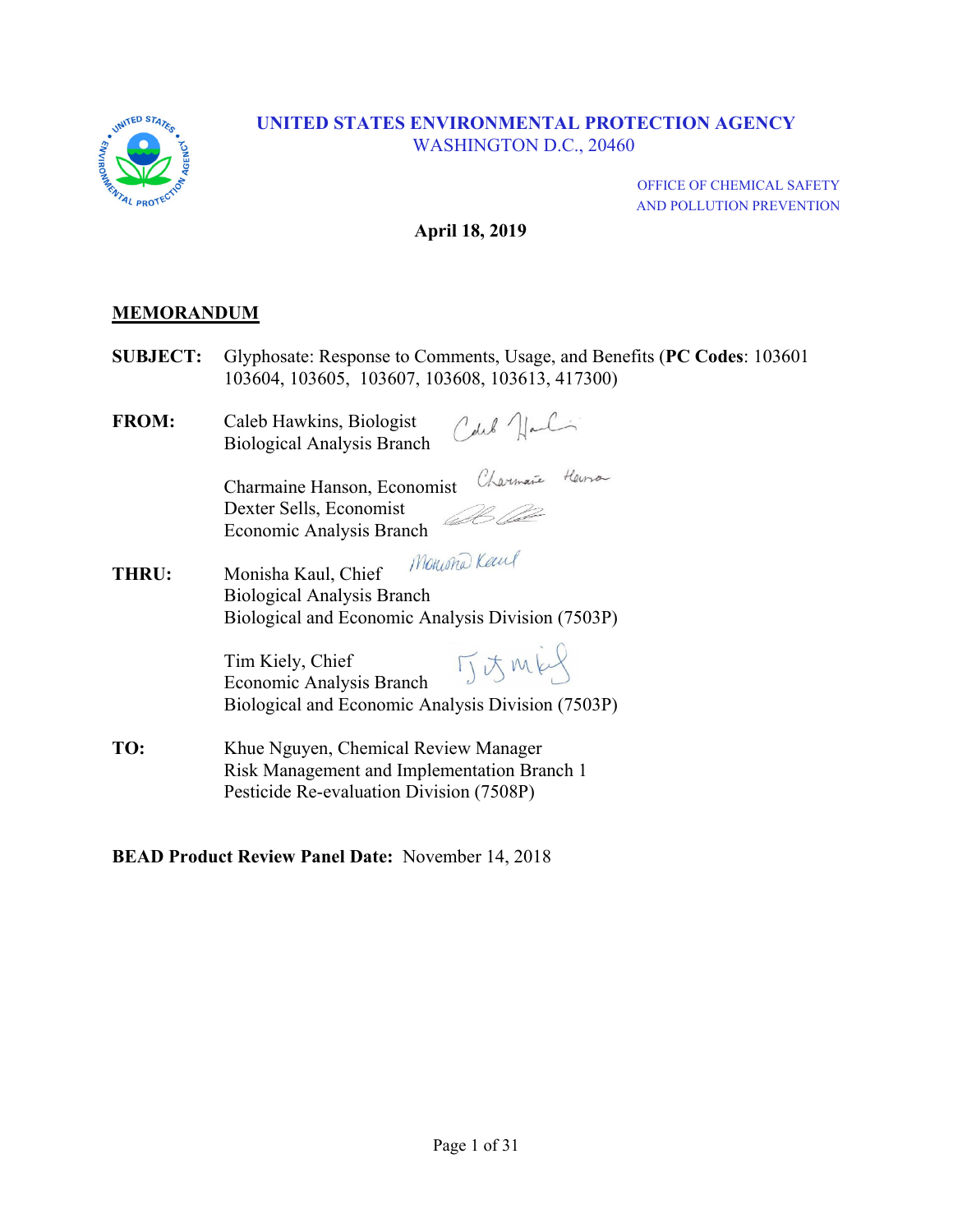**UNITED STATES ENVIRONMENTAL PROTECTION AGENCY**
WASHINGTON D.C., 20460

OFFICE OF CHEMICAL SAFETY
AND POLLUTION PREVENTION

**April 18, 2019**

## MEMORANDUM

**SUBJECT:** Glyphosate: Response to Comments, Usage, and Benefits (**PC Codes**: 103601 103604, 103605, 103607, 103608, 103613, 417300)

**FROM:** Caleb Hawkins, Biologist
Biological Analysis Branch

Charmaine Hanson, Economist
Dexter Sells, Economist
Economic Analysis Branch

**THRU:** Monisha Kaul, Chief
Biological Analysis Branch
Biological and Economic Analysis Division (7503P)

Tim Kiely, Chief
Economic Analysis Branch
Biological and Economic Analysis Division (7503P)

**TO:** Khue Nguyen, Chemical Review Manager
Risk Management and Implementation Branch 1
Pesticide Re-evaluation Division (7508P)

**BEAD Product Review Panel Date:** November 14, 2018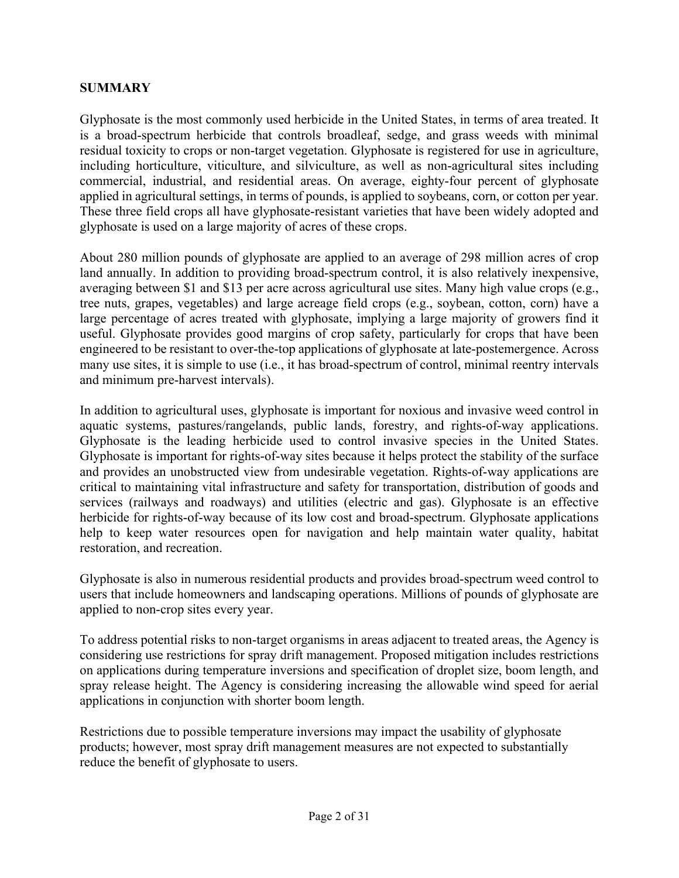## SUMMARY

Glyphosate is the most commonly used herbicide in the United States, in terms of area treated. It is a broad-spectrum herbicide that controls broadleaf, sedge, and grass weeds with minimal residual toxicity to crops or non-target vegetation. Glyphosate is registered for use in agriculture, including horticulture, viticulture, and silviculture, as well as non-agricultural sites including commercial, industrial, and residential areas. On average, eighty-four percent of glyphosate applied in agricultural settings, in terms of pounds, is applied to soybeans, corn, or cotton per year. These three field crops all have glyphosate-resistant varieties that have been widely adopted and glyphosate is used on a large majority of acres of these crops.

About 280 million pounds of glyphosate are applied to an average of 298 million acres of crop land annually. In addition to providing broad-spectrum control, it is also relatively inexpensive, averaging between $1 and $13 per acre across agricultural use sites. Many high value crops (e.g., tree nuts, grapes, vegetables) and large acreage field crops (e.g., soybean, cotton, corn) have a large percentage of acres treated with glyphosate, implying a large majority of growers find it useful. Glyphosate provides good margins of crop safety, particularly for crops that have been engineered to be resistant to over-the-top applications of glyphosate at late-postemergence. Across many use sites, it is simple to use (i.e., it has broad-spectrum of control, minimal reentry intervals and minimum pre-harvest intervals).

In addition to agricultural uses, glyphosate is important for noxious and invasive weed control in aquatic systems, pastures/rangelands, public lands, forestry, and rights-of-way applications. Glyphosate is the leading herbicide used to control invasive species in the United States. Glyphosate is important for rights-of-way sites because it helps protect the stability of the surface and provides an unobstructed view from undesirable vegetation. Rights-of-way applications are critical to maintaining vital infrastructure and safety for transportation, distribution of goods and services (railways and roadways) and utilities (electric and gas). Glyphosate is an effective herbicide for rights-of-way because of its low cost and broad-spectrum. Glyphosate applications help to keep water resources open for navigation and help maintain water quality, habitat restoration, and recreation.

Glyphosate is also in numerous residential products and provides broad-spectrum weed control to users that include homeowners and landscaping operations. Millions of pounds of glyphosate are applied to non-crop sites every year.

To address potential risks to non-target organisms in areas adjacent to treated areas, the Agency is considering use restrictions for spray drift management. Proposed mitigation includes restrictions on applications during temperature inversions and specification of droplet size, boom length, and spray release height. The Agency is considering increasing the allowable wind speed for aerial applications in conjunction with shorter boom length.

Restrictions due to possible temperature inversions may impact the usability of glyphosate products; however, most spray drift management measures are not expected to substantially reduce the benefit of glyphosate to users.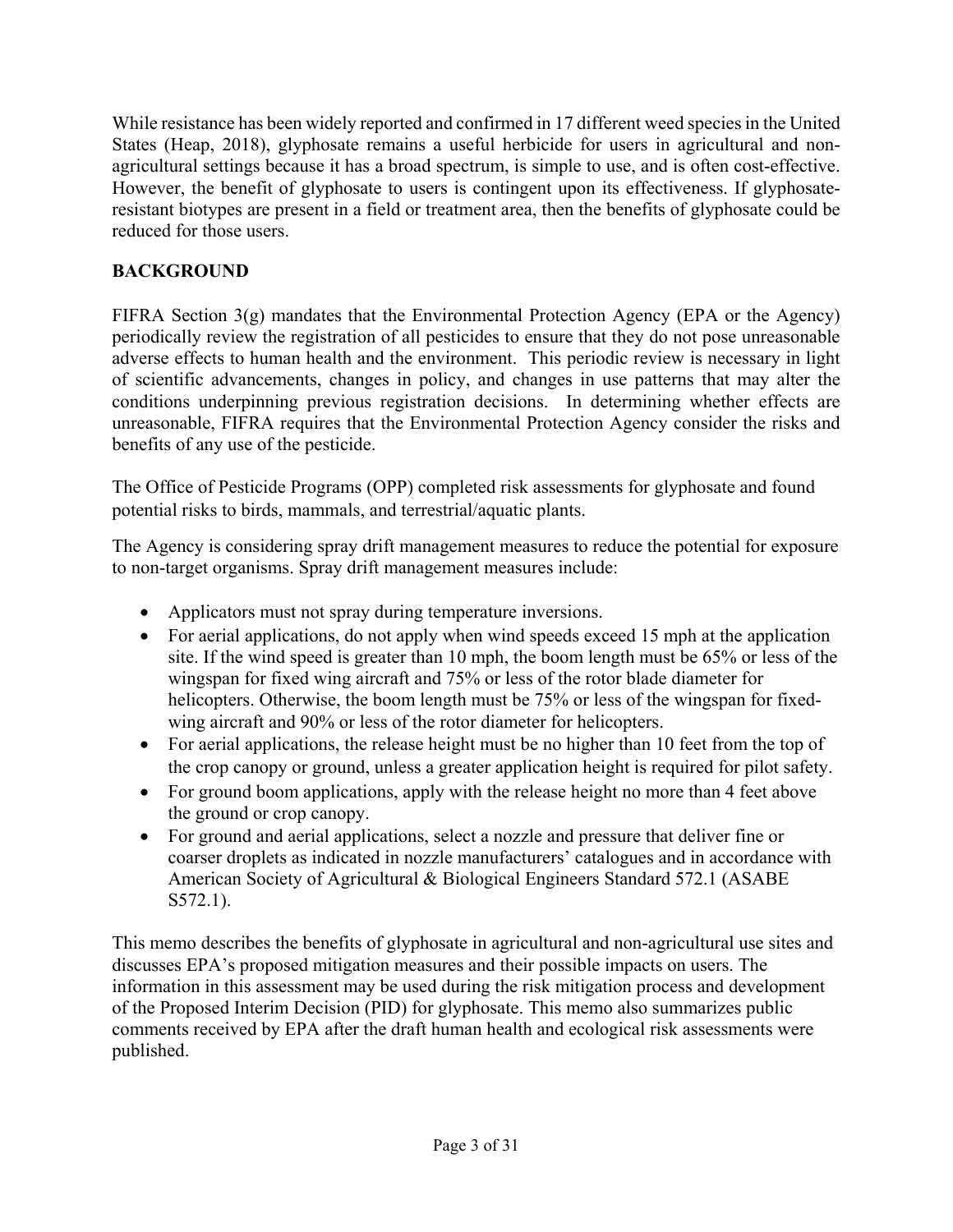While resistance has been widely reported and confirmed in 17 different weed species in the United States (Heap, 2018), glyphosate remains a useful herbicide for users in agricultural and non-agricultural settings because it has a broad spectrum, is simple to use, and is often cost-effective. However, the benefit of glyphosate to users is contingent upon its effectiveness. If glyphosate-resistant biotypes are present in a field or treatment area, then the benefits of glyphosate could be reduced for those users.

## BACKGROUND

FIFRA Section 3(g) mandates that the Environmental Protection Agency (EPA or the Agency) periodically review the registration of all pesticides to ensure that they do not pose unreasonable adverse effects to human health and the environment. This periodic review is necessary in light of scientific advancements, changes in policy, and changes in use patterns that may alter the conditions underpinning previous registration decisions. In determining whether effects are unreasonable, FIFRA requires that the Environmental Protection Agency consider the risks and benefits of any use of the pesticide.

The Office of Pesticide Programs (OPP) completed risk assessments for glyphosate and found potential risks to birds, mammals, and terrestrial/aquatic plants.

The Agency is considering spray drift management measures to reduce the potential for exposure to non-target organisms. Spray drift management measures include:

- Applicators must not spray during temperature inversions.
- For aerial applications, do not apply when wind speeds exceed 15 mph at the application site. If the wind speed is greater than 10 mph, the boom length must be 65% or less of the wingspan for fixed wing aircraft and 75% or less of the rotor blade diameter for helicopters. Otherwise, the boom length must be 75% or less of the wingspan for fixed-wing aircraft and 90% or less of the rotor diameter for helicopters.
- For aerial applications, the release height must be no higher than 10 feet from the top of the crop canopy or ground, unless a greater application height is required for pilot safety.
- For ground boom applications, apply with the release height no more than 4 feet above the ground or crop canopy.
- For ground and aerial applications, select a nozzle and pressure that deliver fine or coarser droplets as indicated in nozzle manufacturers' catalogues and in accordance with American Society of Agricultural & Biological Engineers Standard 572.1 (ASABE S572.1).

This memo describes the benefits of glyphosate in agricultural and non-agricultural use sites and discusses EPA's proposed mitigation measures and their possible impacts on users. The information in this assessment may be used during the risk mitigation process and development of the Proposed Interim Decision (PID) for glyphosate. This memo also summarizes public comments received by EPA after the draft human health and ecological risk assessments were published.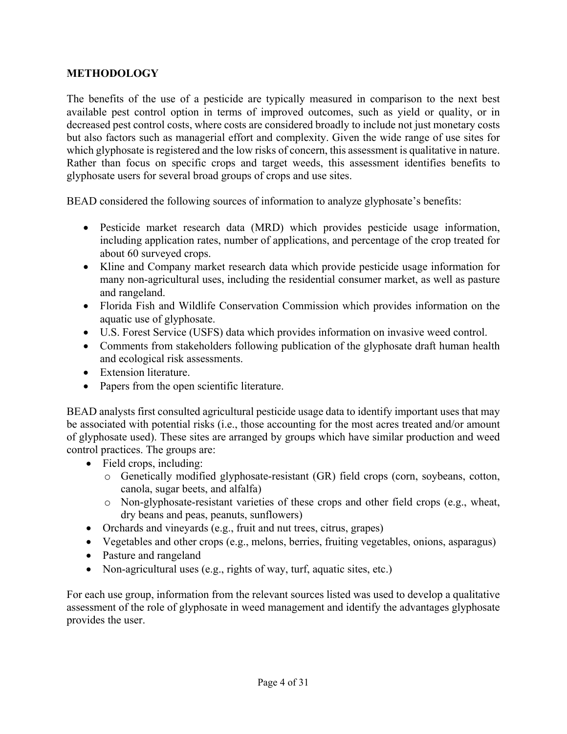## METHODOLOGY

The benefits of the use of a pesticide are typically measured in comparison to the next best available pest control option in terms of improved outcomes, such as yield or quality, or in decreased pest control costs, where costs are considered broadly to include not just monetary costs but also factors such as managerial effort and complexity. Given the wide range of use sites for which glyphosate is registered and the low risks of concern, this assessment is qualitative in nature. Rather than focus on specific crops and target weeds, this assessment identifies benefits to glyphosate users for several broad groups of crops and use sites.

BEAD considered the following sources of information to analyze glyphosate's benefits:

- Pesticide market research data (MRD) which provides pesticide usage information, including application rates, number of applications, and percentage of the crop treated for about 60 surveyed crops.
- Kline and Company market research data which provide pesticide usage information for many non-agricultural uses, including the residential consumer market, as well as pasture and rangeland.
- Florida Fish and Wildlife Conservation Commission which provides information on the aquatic use of glyphosate.
- U.S. Forest Service (USFS) data which provides information on invasive weed control.
- Comments from stakeholders following publication of the glyphosate draft human health and ecological risk assessments.
- Extension literature.
- Papers from the open scientific literature.

BEAD analysts first consulted agricultural pesticide usage data to identify important uses that may be associated with potential risks (i.e., those accounting for the most acres treated and/or amount of glyphosate used). These sites are arranged by groups which have similar production and weed control practices. The groups are:

- Field crops, including:
  - Genetically modified glyphosate-resistant (GR) field crops (corn, soybeans, cotton, canola, sugar beets, and alfalfa)
  - Non-glyphosate-resistant varieties of these crops and other field crops (e.g., wheat, dry beans and peas, peanuts, sunflowers)
- Orchards and vineyards (e.g., fruit and nut trees, citrus, grapes)
- Vegetables and other crops (e.g., melons, berries, fruiting vegetables, onions, asparagus)
- Pasture and rangeland
- Non-agricultural uses (e.g., rights of way, turf, aquatic sites, etc.)

For each use group, information from the relevant sources listed was used to develop a qualitative assessment of the role of glyphosate in weed management and identify the advantages glyphosate provides the user.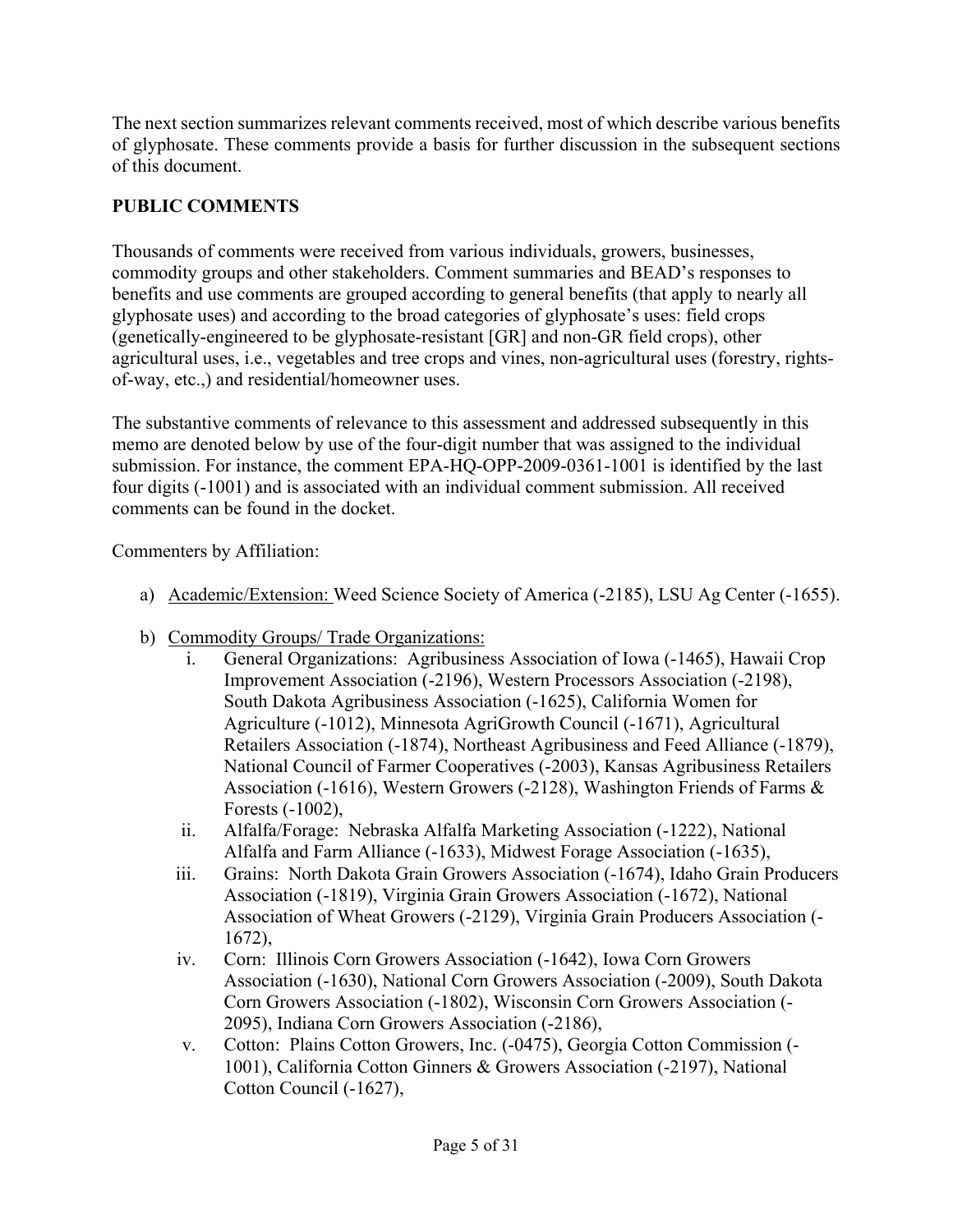The next section summarizes relevant comments received, most of which describe various benefits of glyphosate. These comments provide a basis for further discussion in the subsequent sections of this document.

## PUBLIC COMMENTS

Thousands of comments were received from various individuals, growers, businesses, commodity groups and other stakeholders. Comment summaries and BEAD's responses to benefits and use comments are grouped according to general benefits (that apply to nearly all glyphosate uses) and according to the broad categories of glyphosate's uses: field crops (genetically-engineered to be glyphosate-resistant [GR] and non-GR field crops), other agricultural uses, i.e., vegetables and tree crops and vines, non-agricultural uses (forestry, rights-of-way, etc.,) and residential/homeowner uses.

The substantive comments of relevance to this assessment and addressed subsequently in this memo are denoted below by use of the four-digit number that was assigned to the individual submission. For instance, the comment EPA-HQ-OPP-2009-0361-1001 is identified by the last four digits (-1001) and is associated with an individual comment submission. All received comments can be found in the docket.

Commenters by Affiliation:

a) <u>Academic/Extension:</u> Weed Science Society of America (-2185), LSU Ag Center (-1655).

b) <u>Commodity Groups/ Trade Organizations:</u>
   i. General Organizations: Agribusiness Association of Iowa (-1465), Hawaii Crop Improvement Association (-2196), Western Processors Association (-2198), South Dakota Agribusiness Association (-1625), California Women for Agriculture (-1012), Minnesota AgriGrowth Council (-1671), Agricultural Retailers Association (-1874), Northeast Agribusiness and Feed Alliance (-1879), National Council of Farmer Cooperatives (-2003), Kansas Agribusiness Retailers Association (-1616), Western Growers (-2128), Washington Friends of Farms & Forests (-1002),
   ii. Alfalfa/Forage: Nebraska Alfalfa Marketing Association (-1222), National Alfalfa and Farm Alliance (-1633), Midwest Forage Association (-1635),
   iii. Grains: North Dakota Grain Growers Association (-1674), Idaho Grain Producers Association (-1819), Virginia Grain Growers Association (-1672), National Association of Wheat Growers (-2129), Virginia Grain Producers Association (-1672),
   iv. Corn: Illinois Corn Growers Association (-1642), Iowa Corn Growers Association (-1630), National Corn Growers Association (-2009), South Dakota Corn Growers Association (-1802), Wisconsin Corn Growers Association (-2095), Indiana Corn Growers Association (-2186),
   v. Cotton: Plains Cotton Growers, Inc. (-0475), Georgia Cotton Commission (-1001), California Cotton Ginners & Growers Association (-2197), National Cotton Council (-1627),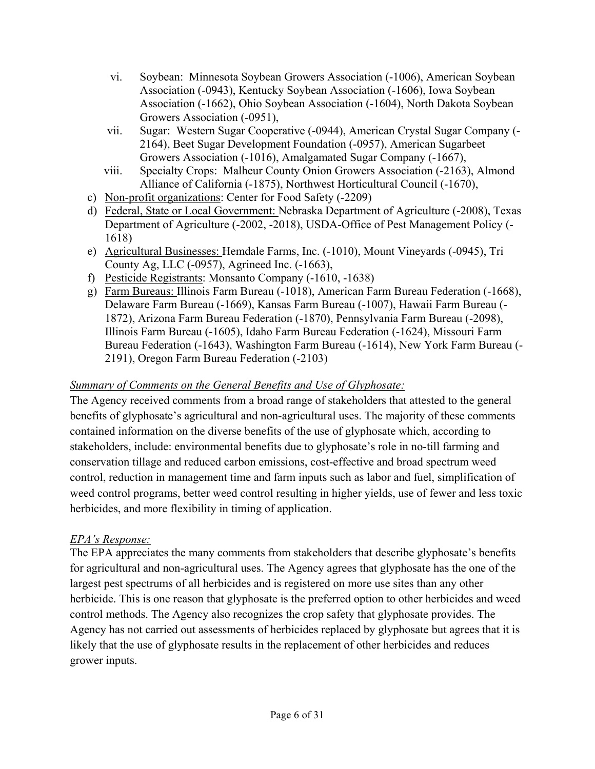vi. Soybean: Minnesota Soybean Growers Association (-1006), American Soybean Association (-0943), Kentucky Soybean Association (-1606), Iowa Soybean Association (-1662), Ohio Soybean Association (-1604), North Dakota Soybean Growers Association (-0951),

vii. Sugar: Western Sugar Cooperative (-0944), American Crystal Sugar Company (-2164), Beet Sugar Development Foundation (-0957), American Sugarbeet Growers Association (-1016), Amalgamated Sugar Company (-1667),

viii. Specialty Crops: Malheur County Onion Growers Association (-2163), Almond Alliance of California (-1875), Northwest Horticultural Council (-1670),

c) <u>Non-profit organizations</u>: Center for Food Safety (-2209)
d) <u>Federal, State or Local Government:</u> Nebraska Department of Agriculture (-2008), Texas Department of Agriculture (-2002, -2018), USDA-Office of Pest Management Policy (-1618)
e) <u>Agricultural Businesses:</u> Hemdale Farms, Inc. (-1010), Mount Vineyards (-0945), Tri County Ag, LLC (-0957), Agrineed Inc. (-1663),
f) <u>Pesticide Registrants</u>: Monsanto Company (-1610, -1638)
g) <u>Farm Bureaus:</u> Illinois Farm Bureau (-1018), American Farm Bureau Federation (-1668), Delaware Farm Bureau (-1669), Kansas Farm Bureau (-1007), Hawaii Farm Bureau (-1872), Arizona Farm Bureau Federation (-1870), Pennsylvania Farm Bureau (-2098), Illinois Farm Bureau (-1605), Idaho Farm Bureau Federation (-1624), Missouri Farm Bureau Federation (-1643), Washington Farm Bureau (-1614), New York Farm Bureau (-2191), Oregon Farm Bureau Federation (-2103)

*<u>Summary of Comments on the General Benefits and Use of Glyphosate:</u>*

The Agency received comments from a broad range of stakeholders that attested to the general benefits of glyphosate's agricultural and non-agricultural uses. The majority of these comments contained information on the diverse benefits of the use of glyphosate which, according to stakeholders, include: environmental benefits due to glyphosate's role in no-till farming and conservation tillage and reduced carbon emissions, cost-effective and broad spectrum weed control, reduction in management time and farm inputs such as labor and fuel, simplification of weed control programs, better weed control resulting in higher yields, use of fewer and less toxic herbicides, and more flexibility in timing of application.

*<u>EPA's Response:</u>*

The EPA appreciates the many comments from stakeholders that describe glyphosate's benefits for agricultural and non-agricultural uses. The Agency agrees that glyphosate has the one of the largest pest spectrums of all herbicides and is registered on more use sites than any other herbicide. This is one reason that glyphosate is the preferred option to other herbicides and weed control methods. The Agency also recognizes the crop safety that glyphosate provides. The Agency has not carried out assessments of herbicides replaced by glyphosate but agrees that it is likely that the use of glyphosate results in the replacement of other herbicides and reduces grower inputs.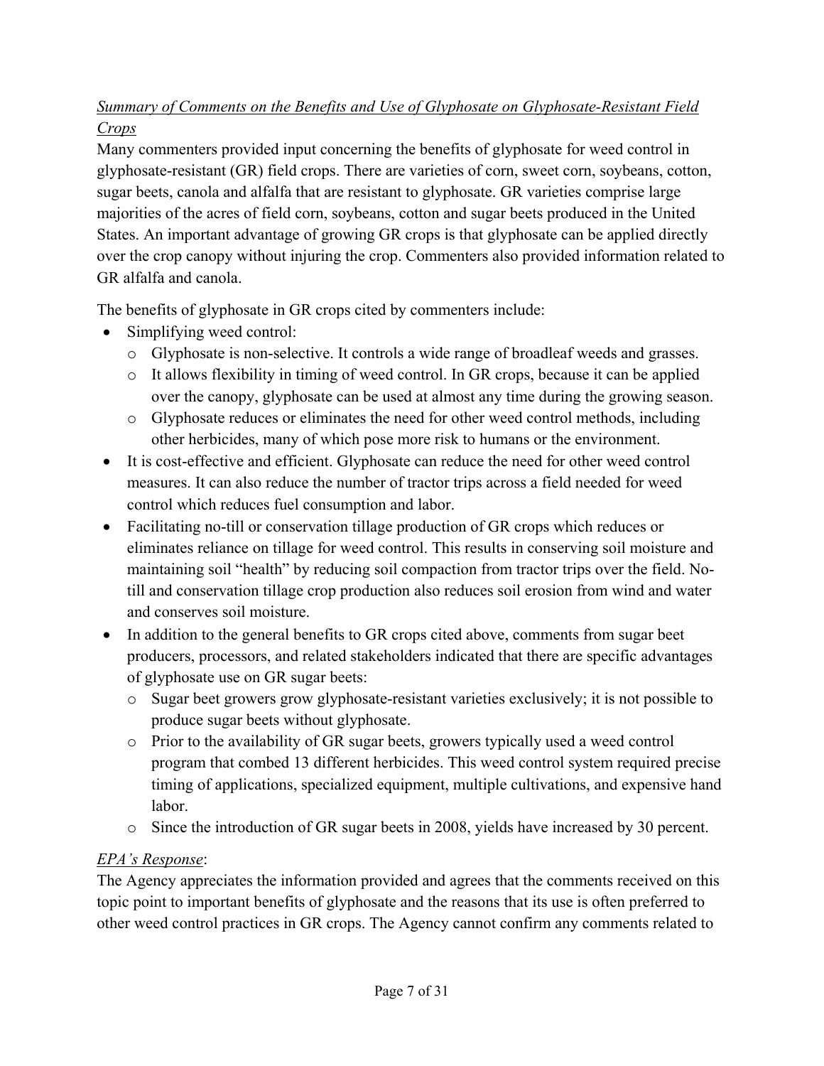*Summary of Comments on the Benefits and Use of Glyphosate on Glyphosate-Resistant Field Crops*

Many commenters provided input concerning the benefits of glyphosate for weed control in glyphosate-resistant (GR) field crops. There are varieties of corn, sweet corn, soybeans, cotton, sugar beets, canola and alfalfa that are resistant to glyphosate. GR varieties comprise large majorities of the acres of field corn, soybeans, cotton and sugar beets produced in the United States. An important advantage of growing GR crops is that glyphosate can be applied directly over the crop canopy without injuring the crop. Commenters also provided information related to GR alfalfa and canola.

The benefits of glyphosate in GR crops cited by commenters include:

- Simplifying weed control:
  - Glyphosate is non-selective. It controls a wide range of broadleaf weeds and grasses.
  - It allows flexibility in timing of weed control. In GR crops, because it can be applied over the canopy, glyphosate can be used at almost any time during the growing season.
  - Glyphosate reduces or eliminates the need for other weed control methods, including other herbicides, many of which pose more risk to humans or the environment.
- It is cost-effective and efficient. Glyphosate can reduce the need for other weed control measures. It can also reduce the number of tractor trips across a field needed for weed control which reduces fuel consumption and labor.
- Facilitating no-till or conservation tillage production of GR crops which reduces or eliminates reliance on tillage for weed control. This results in conserving soil moisture and maintaining soil "health" by reducing soil compaction from tractor trips over the field. No-till and conservation tillage crop production also reduces soil erosion from wind and water and conserves soil moisture.
- In addition to the general benefits to GR crops cited above, comments from sugar beet producers, processors, and related stakeholders indicated that there are specific advantages of glyphosate use on GR sugar beets:
  - Sugar beet growers grow glyphosate-resistant varieties exclusively; it is not possible to produce sugar beets without glyphosate.
  - Prior to the availability of GR sugar beets, growers typically used a weed control program that combed 13 different herbicides. This weed control system required precise timing of applications, specialized equipment, multiple cultivations, and expensive hand labor.
  - Since the introduction of GR sugar beets in 2008, yields have increased by 30 percent.

*EPA's Response*:

The Agency appreciates the information provided and agrees that the comments received on this topic point to important benefits of glyphosate and the reasons that its use is often preferred to other weed control practices in GR crops. The Agency cannot confirm any comments related to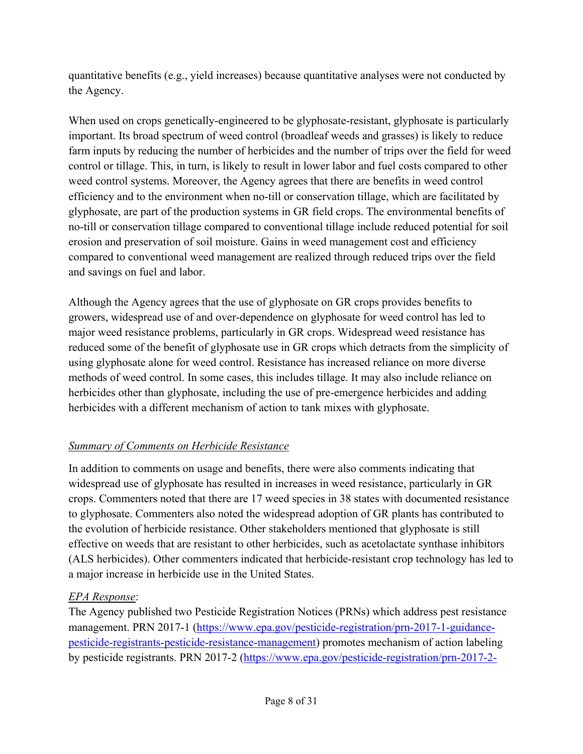quantitative benefits (e.g., yield increases) because quantitative analyses were not conducted by the Agency.

When used on crops genetically-engineered to be glyphosate-resistant, glyphosate is particularly important. Its broad spectrum of weed control (broadleaf weeds and grasses) is likely to reduce farm inputs by reducing the number of herbicides and the number of trips over the field for weed control or tillage. This, in turn, is likely to result in lower labor and fuel costs compared to other weed control systems. Moreover, the Agency agrees that there are benefits in weed control efficiency and to the environment when no-till or conservation tillage, which are facilitated by glyphosate, are part of the production systems in GR field crops. The environmental benefits of no-till or conservation tillage compared to conventional tillage include reduced potential for soil erosion and preservation of soil moisture. Gains in weed management cost and efficiency compared to conventional weed management are realized through reduced trips over the field and savings on fuel and labor.

Although the Agency agrees that the use of glyphosate on GR crops provides benefits to growers, widespread use of and over-dependence on glyphosate for weed control has led to major weed resistance problems, particularly in GR crops. Widespread weed resistance has reduced some of the benefit of glyphosate use in GR crops which detracts from the simplicity of using glyphosate alone for weed control. Resistance has increased reliance on more diverse methods of weed control. In some cases, this includes tillage. It may also include reliance on herbicides other than glyphosate, including the use of pre-emergence herbicides and adding herbicides with a different mechanism of action to tank mixes with glyphosate.

*Summary of Comments on Herbicide Resistance*

In addition to comments on usage and benefits, there were also comments indicating that widespread use of glyphosate has resulted in increases in weed resistance, particularly in GR crops. Commenters noted that there are 17 weed species in 38 states with documented resistance to glyphosate. Commenters also noted the widespread adoption of GR plants has contributed to the evolution of herbicide resistance. Other stakeholders mentioned that glyphosate is still effective on weeds that are resistant to other herbicides, such as acetolactate synthase inhibitors (ALS herbicides). Other commenters indicated that herbicide-resistant crop technology has led to a major increase in herbicide use in the United States.

*EPA Response*:
The Agency published two Pesticide Registration Notices (PRNs) which address pest resistance management. PRN 2017-1 (https://www.epa.gov/pesticide-registration/prn-2017-1-guidance-pesticide-registrants-pesticide-resistance-management) promotes mechanism of action labeling by pesticide registrants. PRN 2017-2 (https://www.epa.gov/pesticide-registration/prn-2017-2-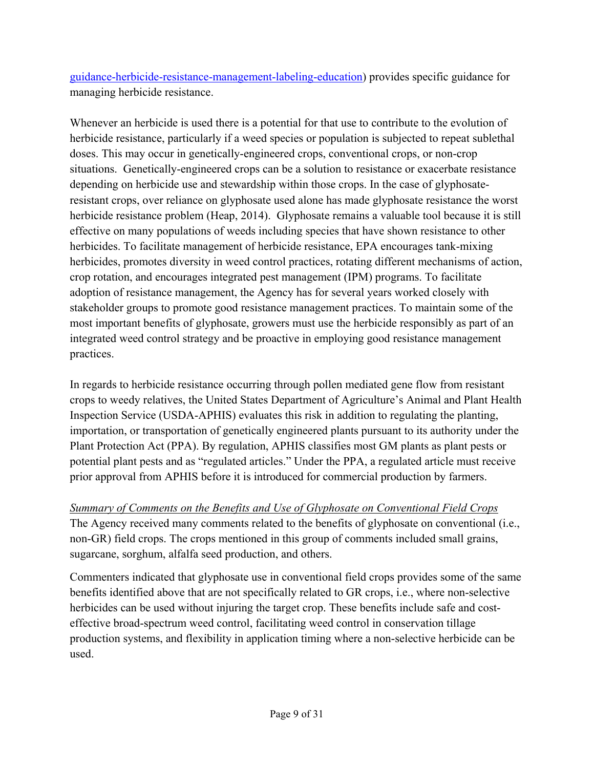guidance-herbicide-resistance-management-labeling-education) provides specific guidance for managing herbicide resistance.

Whenever an herbicide is used there is a potential for that use to contribute to the evolution of herbicide resistance, particularly if a weed species or population is subjected to repeat sublethal doses. This may occur in genetically-engineered crops, conventional crops, or non-crop situations. Genetically-engineered crops can be a solution to resistance or exacerbate resistance depending on herbicide use and stewardship within those crops. In the case of glyphosate-resistant crops, over reliance on glyphosate used alone has made glyphosate resistance the worst herbicide resistance problem (Heap, 2014). Glyphosate remains a valuable tool because it is still effective on many populations of weeds including species that have shown resistance to other herbicides. To facilitate management of herbicide resistance, EPA encourages tank-mixing herbicides, promotes diversity in weed control practices, rotating different mechanisms of action, crop rotation, and encourages integrated pest management (IPM) programs. To facilitate adoption of resistance management, the Agency has for several years worked closely with stakeholder groups to promote good resistance management practices. To maintain some of the most important benefits of glyphosate, growers must use the herbicide responsibly as part of an integrated weed control strategy and be proactive in employing good resistance management practices.

In regards to herbicide resistance occurring through pollen mediated gene flow from resistant crops to weedy relatives, the United States Department of Agriculture's Animal and Plant Health Inspection Service (USDA-APHIS) evaluates this risk in addition to regulating the planting, importation, or transportation of genetically engineered plants pursuant to its authority under the Plant Protection Act (PPA). By regulation, APHIS classifies most GM plants as plant pests or potential plant pests and as "regulated articles." Under the PPA, a regulated article must receive prior approval from APHIS before it is introduced for commercial production by farmers.

*Summary of Comments on the Benefits and Use of Glyphosate on Conventional Field Crops*

The Agency received many comments related to the benefits of glyphosate on conventional (i.e., non-GR) field crops. The crops mentioned in this group of comments included small grains, sugarcane, sorghum, alfalfa seed production, and others.

Commenters indicated that glyphosate use in conventional field crops provides some of the same benefits identified above that are not specifically related to GR crops, i.e., where non-selective herbicides can be used without injuring the target crop. These benefits include safe and cost-effective broad-spectrum weed control, facilitating weed control in conservation tillage production systems, and flexibility in application timing where a non-selective herbicide can be used.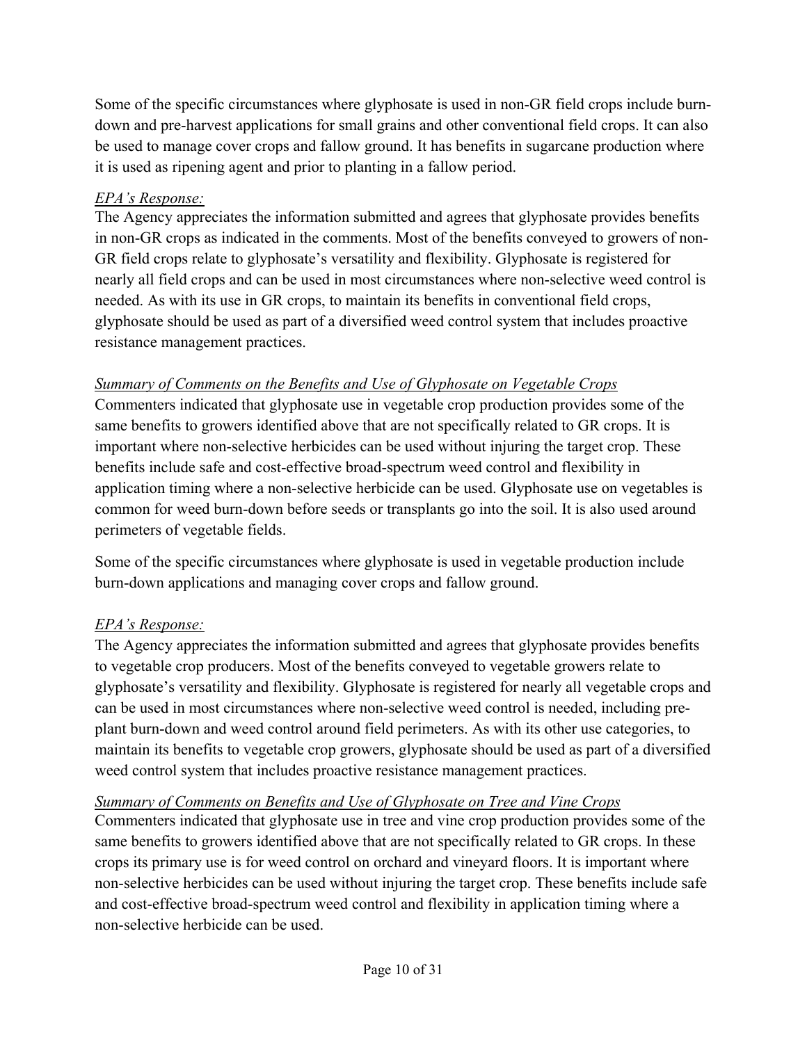Some of the specific circumstances where glyphosate is used in non-GR field crops include burn-down and pre-harvest applications for small grains and other conventional field crops. It can also be used to manage cover crops and fallow ground. It has benefits in sugarcane production where it is used as ripening agent and prior to planting in a fallow period.

*EPA's Response:*
The Agency appreciates the information submitted and agrees that glyphosate provides benefits in non-GR crops as indicated in the comments. Most of the benefits conveyed to growers of non-GR field crops relate to glyphosate's versatility and flexibility. Glyphosate is registered for nearly all field crops and can be used in most circumstances where non-selective weed control is needed. As with its use in GR crops, to maintain its benefits in conventional field crops, glyphosate should be used as part of a diversified weed control system that includes proactive resistance management practices.

*Summary of Comments on the Benefits and Use of Glyphosate on Vegetable Crops*
Commenters indicated that glyphosate use in vegetable crop production provides some of the same benefits to growers identified above that are not specifically related to GR crops. It is important where non-selective herbicides can be used without injuring the target crop. These benefits include safe and cost-effective broad-spectrum weed control and flexibility in application timing where a non-selective herbicide can be used. Glyphosate use on vegetables is common for weed burn-down before seeds or transplants go into the soil. It is also used around perimeters of vegetable fields.

Some of the specific circumstances where glyphosate is used in vegetable production include burn-down applications and managing cover crops and fallow ground.

*EPA's Response:*
The Agency appreciates the information submitted and agrees that glyphosate provides benefits to vegetable crop producers. Most of the benefits conveyed to vegetable growers relate to glyphosate's versatility and flexibility. Glyphosate is registered for nearly all vegetable crops and can be used in most circumstances where non-selective weed control is needed, including pre-plant burn-down and weed control around field perimeters. As with its other use categories, to maintain its benefits to vegetable crop growers, glyphosate should be used as part of a diversified weed control system that includes proactive resistance management practices.

*Summary of Comments on Benefits and Use of Glyphosate on Tree and Vine Crops*
Commenters indicated that glyphosate use in tree and vine crop production provides some of the same benefits to growers identified above that are not specifically related to GR crops. In these crops its primary use is for weed control on orchard and vineyard floors. It is important where non-selective herbicides can be used without injuring the target crop. These benefits include safe and cost-effective broad-spectrum weed control and flexibility in application timing where a non-selective herbicide can be used.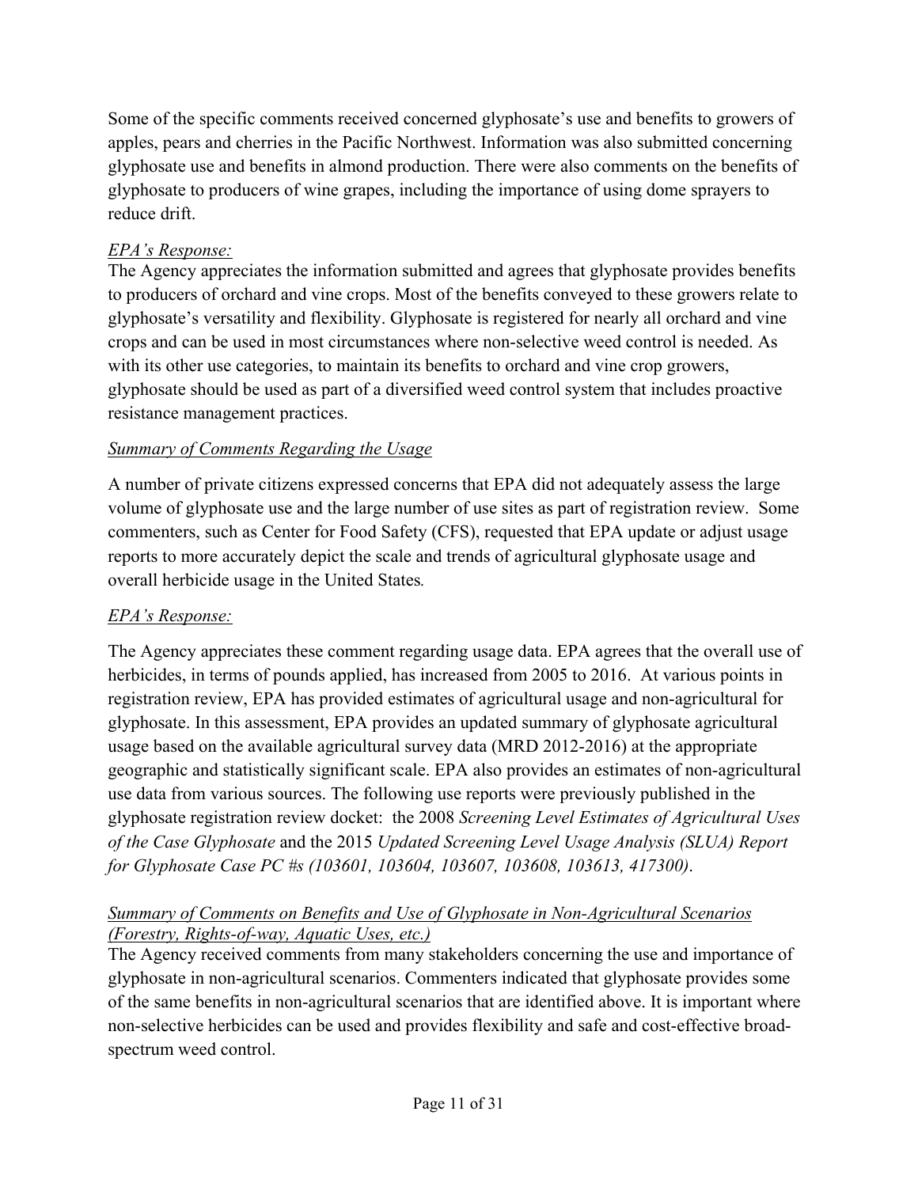Some of the specific comments received concerned glyphosate's use and benefits to growers of apples, pears and cherries in the Pacific Northwest. Information was also submitted concerning glyphosate use and benefits in almond production. There were also comments on the benefits of glyphosate to producers of wine grapes, including the importance of using dome sprayers to reduce drift.

*EPA's Response:*
The Agency appreciates the information submitted and agrees that glyphosate provides benefits to producers of orchard and vine crops. Most of the benefits conveyed to these growers relate to glyphosate's versatility and flexibility. Glyphosate is registered for nearly all orchard and vine crops and can be used in most circumstances where non-selective weed control is needed. As with its other use categories, to maintain its benefits to orchard and vine crop growers, glyphosate should be used as part of a diversified weed control system that includes proactive resistance management practices.

*Summary of Comments Regarding the Usage*

A number of private citizens expressed concerns that EPA did not adequately assess the large volume of glyphosate use and the large number of use sites as part of registration review. Some commenters, such as Center for Food Safety (CFS), requested that EPA update or adjust usage reports to more accurately depict the scale and trends of agricultural glyphosate usage and overall herbicide usage in the United States.

*EPA's Response:*

The Agency appreciates these comment regarding usage data. EPA agrees that the overall use of herbicides, in terms of pounds applied, has increased from 2005 to 2016. At various points in registration review, EPA has provided estimates of agricultural usage and non-agricultural for glyphosate. In this assessment, EPA provides an updated summary of glyphosate agricultural usage based on the available agricultural survey data (MRD 2012-2016) at the appropriate geographic and statistically significant scale. EPA also provides an estimates of non-agricultural use data from various sources. The following use reports were previously published in the glyphosate registration review docket: the 2008 *Screening Level Estimates of Agricultural Uses of the Case Glyphosate* and the 2015 *Updated Screening Level Usage Analysis (SLUA) Report for Glyphosate Case PC #s (103601, 103604, 103607, 103608, 103613, 417300)*.

*Summary of Comments on Benefits and Use of Glyphosate in Non-Agricultural Scenarios (Forestry, Rights-of-way, Aquatic Uses, etc.)*
The Agency received comments from many stakeholders concerning the use and importance of glyphosate in non-agricultural scenarios. Commenters indicated that glyphosate provides some of the same benefits in non-agricultural scenarios that are identified above. It is important where non-selective herbicides can be used and provides flexibility and safe and cost-effective broad-spectrum weed control.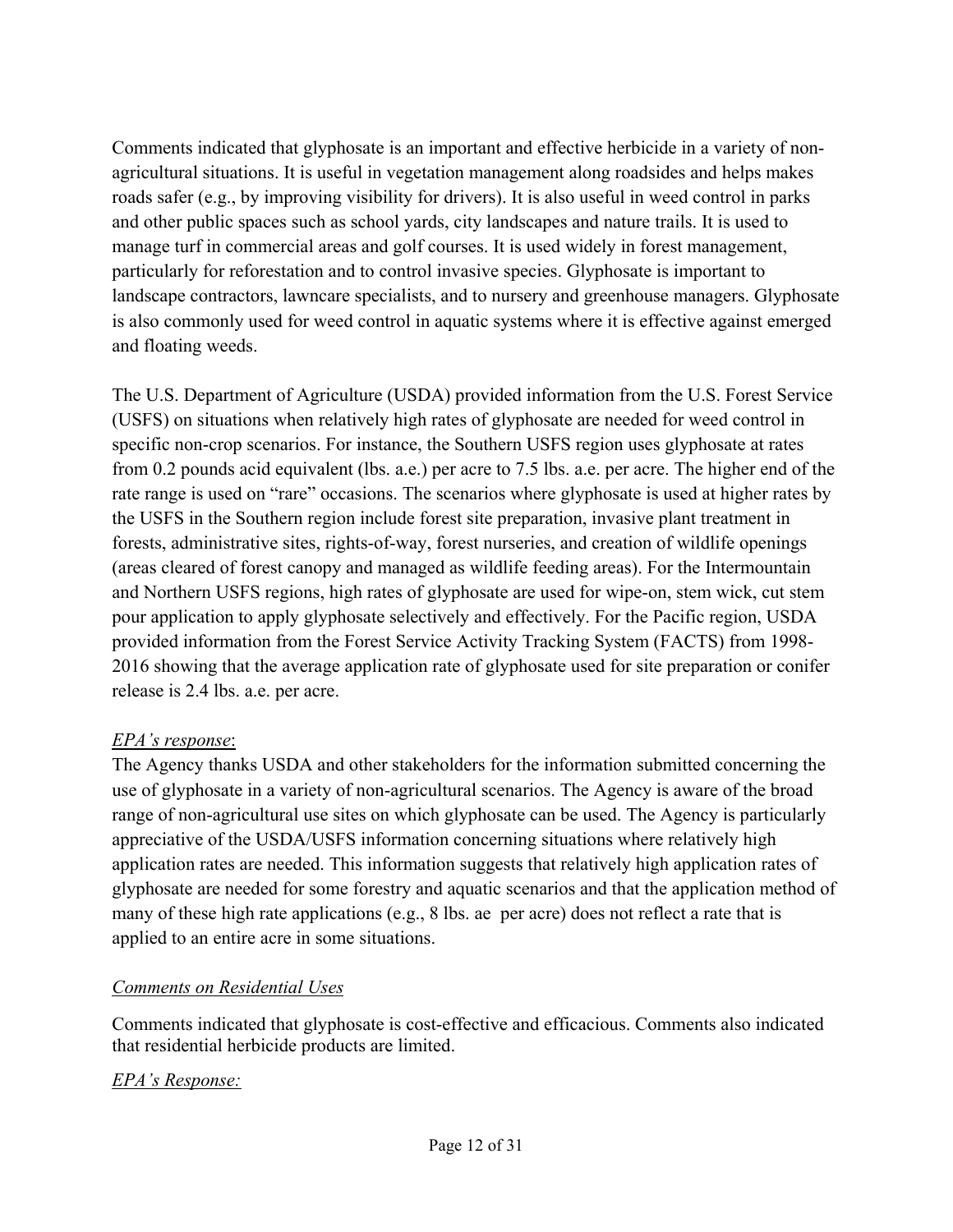Comments indicated that glyphosate is an important and effective herbicide in a variety of non-agricultural situations. It is useful in vegetation management along roadsides and helps makes roads safer (e.g., by improving visibility for drivers). It is also useful in weed control in parks and other public spaces such as school yards, city landscapes and nature trails. It is used to manage turf in commercial areas and golf courses. It is used widely in forest management, particularly for reforestation and to control invasive species. Glyphosate is important to landscape contractors, lawncare specialists, and to nursery and greenhouse managers. Glyphosate is also commonly used for weed control in aquatic systems where it is effective against emerged and floating weeds.

The U.S. Department of Agriculture (USDA) provided information from the U.S. Forest Service (USFS) on situations when relatively high rates of glyphosate are needed for weed control in specific non-crop scenarios. For instance, the Southern USFS region uses glyphosate at rates from 0.2 pounds acid equivalent (lbs. a.e.) per acre to 7.5 lbs. a.e. per acre. The higher end of the rate range is used on "rare" occasions. The scenarios where glyphosate is used at higher rates by the USFS in the Southern region include forest site preparation, invasive plant treatment in forests, administrative sites, rights-of-way, forest nurseries, and creation of wildlife openings (areas cleared of forest canopy and managed as wildlife feeding areas). For the Intermountain and Northern USFS regions, high rates of glyphosate are used for wipe-on, stem wick, cut stem pour application to apply glyphosate selectively and effectively. For the Pacific region, USDA provided information from the Forest Service Activity Tracking System (FACTS) from 1998-2016 showing that the average application rate of glyphosate used for site preparation or conifer release is 2.4 lbs. a.e. per acre.

*EPA's response*:

The Agency thanks USDA and other stakeholders for the information submitted concerning the use of glyphosate in a variety of non-agricultural scenarios. The Agency is aware of the broad range of non-agricultural use sites on which glyphosate can be used. The Agency is particularly appreciative of the USDA/USFS information concerning situations where relatively high application rates are needed. This information suggests that relatively high application rates of glyphosate are needed for some forestry and aquatic scenarios and that the application method of many of these high rate applications (e.g., 8 lbs. ae per acre) does not reflect a rate that is applied to an entire acre in some situations.

*Comments on Residential Uses*

Comments indicated that glyphosate is cost-effective and efficacious. Comments also indicated that residential herbicide products are limited.

*EPA's Response:*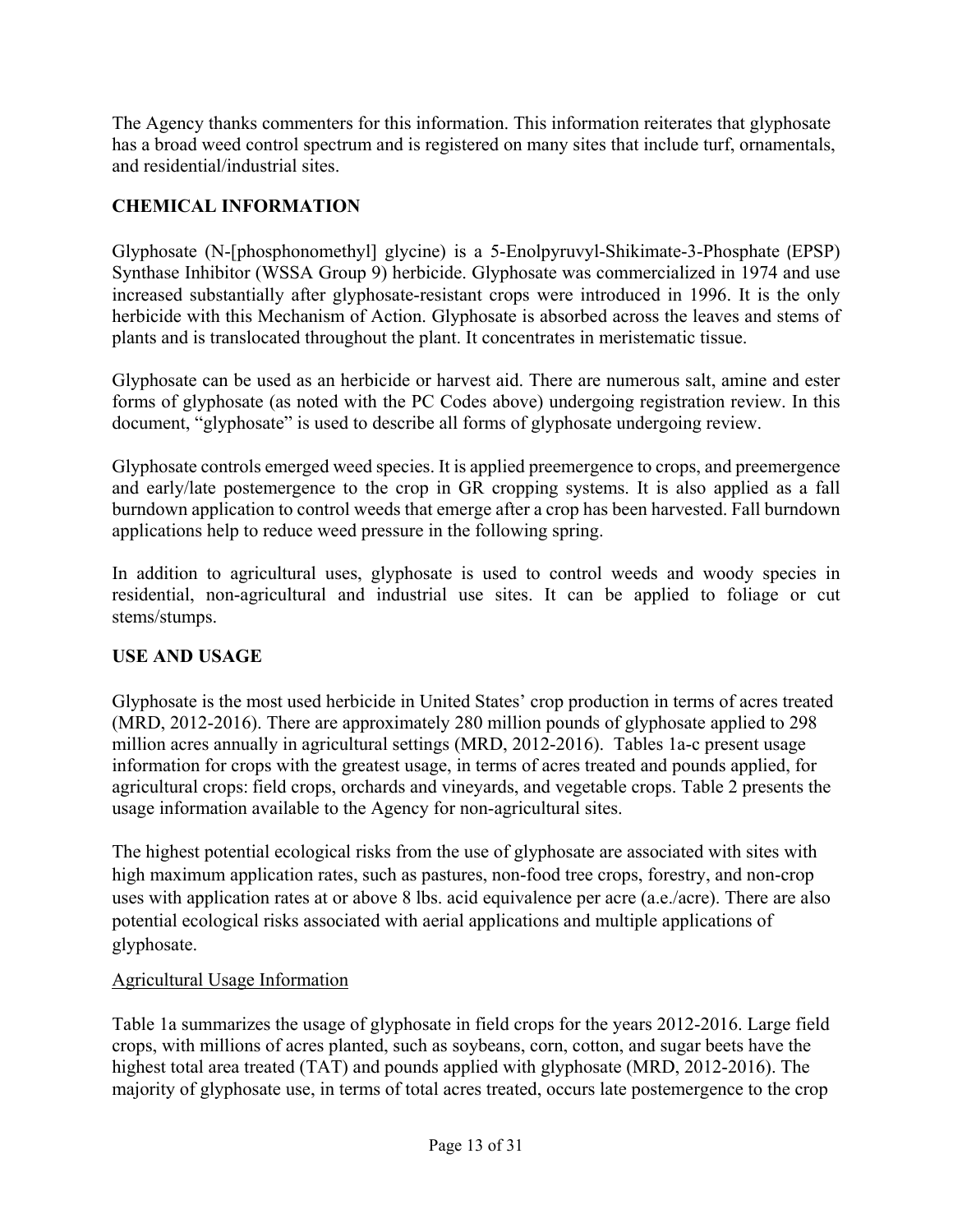The Agency thanks commenters for this information. This information reiterates that glyphosate has a broad weed control spectrum and is registered on many sites that include turf, ornamentals, and residential/industrial sites.

## CHEMICAL INFORMATION

Glyphosate (N-[phosphonomethyl] glycine) is a 5-Enolpyruvyl-Shikimate-3-Phosphate (EPSP) Synthase Inhibitor (WSSA Group 9) herbicide. Glyphosate was commercialized in 1974 and use increased substantially after glyphosate-resistant crops were introduced in 1996. It is the only herbicide with this Mechanism of Action. Glyphosate is absorbed across the leaves and stems of plants and is translocated throughout the plant. It concentrates in meristematic tissue.

Glyphosate can be used as an herbicide or harvest aid. There are numerous salt, amine and ester forms of glyphosate (as noted with the PC Codes above) undergoing registration review. In this document, "glyphosate" is used to describe all forms of glyphosate undergoing review.

Glyphosate controls emerged weed species. It is applied preemergence to crops, and preemergence and early/late postemergence to the crop in GR cropping systems. It is also applied as a fall burndown application to control weeds that emerge after a crop has been harvested. Fall burndown applications help to reduce weed pressure in the following spring.

In addition to agricultural uses, glyphosate is used to control weeds and woody species in residential, non-agricultural and industrial use sites. It can be applied to foliage or cut stems/stumps.

## USE AND USAGE

Glyphosate is the most used herbicide in United States' crop production in terms of acres treated (MRD, 2012-2016). There are approximately 280 million pounds of glyphosate applied to 298 million acres annually in agricultural settings (MRD, 2012-2016). Tables 1a-c present usage information for crops with the greatest usage, in terms of acres treated and pounds applied, for agricultural crops: field crops, orchards and vineyards, and vegetable crops. Table 2 presents the usage information available to the Agency for non-agricultural sites.

The highest potential ecological risks from the use of glyphosate are associated with sites with high maximum application rates, such as pastures, non-food tree crops, forestry, and non-crop uses with application rates at or above 8 lbs. acid equivalence per acre (a.e./acre). There are also potential ecological risks associated with aerial applications and multiple applications of glyphosate.

<u>Agricultural Usage Information</u>

Table 1a summarizes the usage of glyphosate in field crops for the years 2012-2016. Large field crops, with millions of acres planted, such as soybeans, corn, cotton, and sugar beets have the highest total area treated (TAT) and pounds applied with glyphosate (MRD, 2012-2016). The majority of glyphosate use, in terms of total acres treated, occurs late postemergence to the crop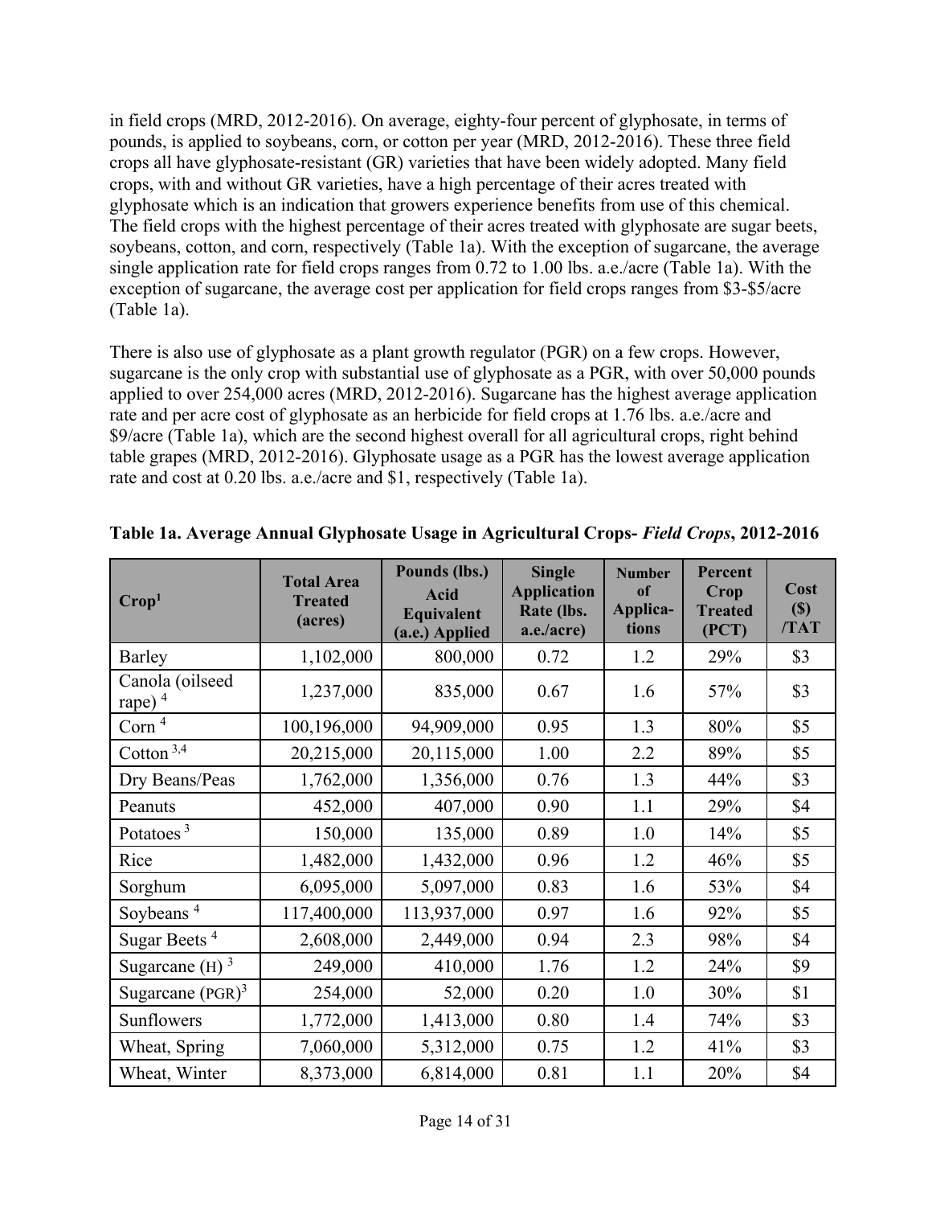in field crops (MRD, 2012-2016). On average, eighty-four percent of glyphosate, in terms of pounds, is applied to soybeans, corn, or cotton per year (MRD, 2012-2016). These three field crops all have glyphosate-resistant (GR) varieties that have been widely adopted. Many field crops, with and without GR varieties, have a high percentage of their acres treated with glyphosate which is an indication that growers experience benefits from use of this chemical. The field crops with the highest percentage of their acres treated with glyphosate are sugar beets, soybeans, cotton, and corn, respectively (Table 1a). With the exception of sugarcane, the average single application rate for field crops ranges from 0.72 to 1.00 lbs. a.e./acre (Table 1a). With the exception of sugarcane, the average cost per application for field crops ranges from $3-$5/acre (Table 1a).

There is also use of glyphosate as a plant growth regulator (PGR) on a few crops. However, sugarcane is the only crop with substantial use of glyphosate as a PGR, with over 50,000 pounds applied to over 254,000 acres (MRD, 2012-2016). Sugarcane has the highest average application rate and per acre cost of glyphosate as an herbicide for field crops at 1.76 lbs. a.e./acre and $9/acre (Table 1a), which are the second highest overall for all agricultural crops, right behind table grapes (MRD, 2012-2016). Glyphosate usage as a PGR has the lowest average application rate and cost at 0.20 lbs. a.e./acre and $1, respectively (Table 1a).

**Table 1a. Average Annual Glyphosate Usage in Agricultural Crops- *Field Crops*, 2012-2016**

| Crop[1] | Total Area Treated (acres) | Pounds (lbs.) Acid Equivalent (a.e.) Applied | Single Application Rate (lbs. a.e./acre) | Number of Applica-tions | Percent Crop Treated (PCT) | Cost ($) /TAT |
|---|---|---|---|---|---|---|
| Barley | 1,102,000 | 800,000 | 0.72 | 1.2 | 29% | $3 |
| Canola (oilseed rape) [4] | 1,237,000 | 835,000 | 0.67 | 1.6 | 57% | $3 |
| Corn [4] | 100,196,000 | 94,909,000 | 0.95 | 1.3 | 80% | $5 |
| Cotton [3,4] | 20,215,000 | 20,115,000 | 1.00 | 2.2 | 89% | $5 |
| Dry Beans/Peas | 1,762,000 | 1,356,000 | 0.76 | 1.3 | 44% | $3 |
| Peanuts | 452,000 | 407,000 | 0.90 | 1.1 | 29% | $4 |
| Potatoes [3] | 150,000 | 135,000 | 0.89 | 1.0 | 14% | $5 |
| Rice | 1,482,000 | 1,432,000 | 0.96 | 1.2 | 46% | $5 |
| Sorghum | 6,095,000 | 5,097,000 | 0.83 | 1.6 | 53% | $4 |
| Soybeans [4] | 117,400,000 | 113,937,000 | 0.97 | 1.6 | 92% | $5 |
| Sugar Beets [4] | 2,608,000 | 2,449,000 | 0.94 | 2.3 | 98% | $4 |
| Sugarcane (H) [3] | 249,000 | 410,000 | 1.76 | 1.2 | 24% | $9 |
| Sugarcane (PGR)[3] | 254,000 | 52,000 | 0.20 | 1.0 | 30% | $1 |
| Sunflowers | 1,772,000 | 1,413,000 | 0.80 | 1.4 | 74% | $3 |
| Wheat, Spring | 7,060,000 | 5,312,000 | 0.75 | 1.2 | 41% | $3 |
| Wheat, Winter | 8,373,000 | 6,814,000 | 0.81 | 1.1 | 20% | $4 |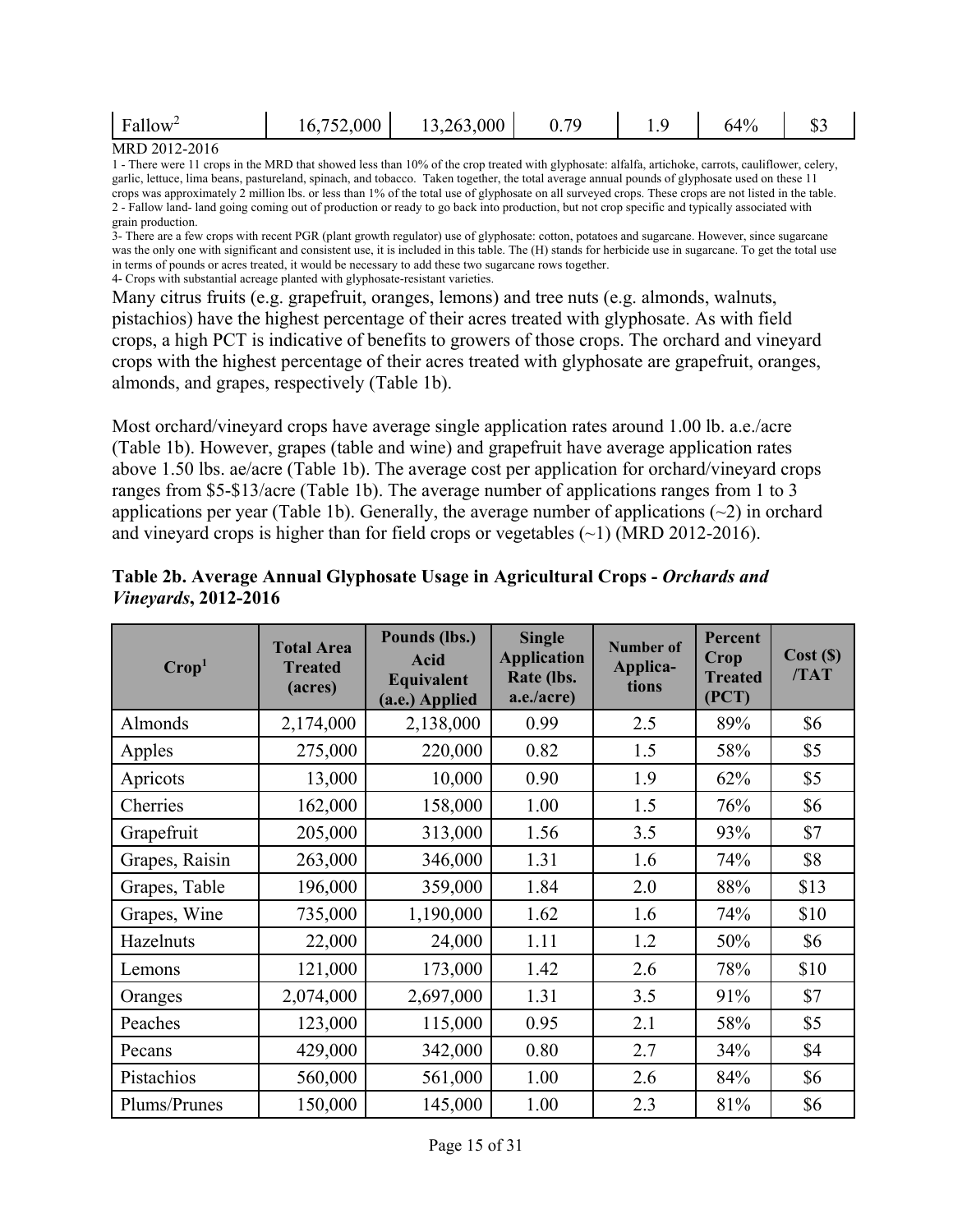| Fallow[2] | 16,752,000 | 13,263,000 | 0.79 | 1.9 | 64% | $3 |
|---|---|---|---|---|---|---|

MRD 2012-2016

1 - There were 11 crops in the MRD that showed less than 10% of the crop treated with glyphosate: alfalfa, artichoke, carrots, cauliflower, celery, garlic, lettuce, lima beans, pastureland, spinach, and tobacco. Taken together, the total average annual pounds of glyphosate used on these 11 crops was approximately 2 million lbs. or less than 1% of the total use of glyphosate on all surveyed crops. These crops are not listed in the table.

2 - Fallow land- land going coming out of production or ready to go back into production, but not crop specific and typically associated with grain production.

3- There are a few crops with recent PGR (plant growth regulator) use of glyphosate: cotton, potatoes and sugarcane. However, since sugarcane was the only one with significant and consistent use, it is included in this table. The (H) stands for herbicide use in sugarcane. To get the total use in terms of pounds or acres treated, it would be necessary to add these two sugarcane rows together.

4- Crops with substantial acreage planted with glyphosate-resistant varieties.

Many citrus fruits (e.g. grapefruit, oranges, lemons) and tree nuts (e.g. almonds, walnuts, pistachios) have the highest percentage of their acres treated with glyphosate. As with field crops, a high PCT is indicative of benefits to growers of those crops. The orchard and vineyard crops with the highest percentage of their acres treated with glyphosate are grapefruit, oranges, almonds, and grapes, respectively (Table 1b).

Most orchard/vineyard crops have average single application rates around 1.00 lb. a.e./acre (Table 1b). However, grapes (table and wine) and grapefruit have average application rates above 1.50 lbs. ae/acre (Table 1b). The average cost per application for orchard/vineyard crops ranges from $5-$13/acre (Table 1b). The average number of applications ranges from 1 to 3 applications per year (Table 1b). Generally, the average number of applications (~2) in orchard and vineyard crops is higher than for field crops or vegetables (~1) (MRD 2012-2016).

**Table 2b. Average Annual Glyphosate Usage in Agricultural Crops - *Orchards and Vineyards*, 2012-2016**

| Crop[1] | Total Area Treated (acres) | Pounds (lbs.) Acid Equivalent (a.e.) Applied | Single Application Rate (lbs. a.e./acre) | Number of Applica-tions | Percent Crop Treated (PCT) | Cost ($) /TAT |
|---|---|---|---|---|---|---|
| Almonds | 2,174,000 | 2,138,000 | 0.99 | 2.5 | 89% | $6 |
| Apples | 275,000 | 220,000 | 0.82 | 1.5 | 58% | $5 |
| Apricots | 13,000 | 10,000 | 0.90 | 1.9 | 62% | $5 |
| Cherries | 162,000 | 158,000 | 1.00 | 1.5 | 76% | $6 |
| Grapefruit | 205,000 | 313,000 | 1.56 | 3.5 | 93% | $7 |
| Grapes, Raisin | 263,000 | 346,000 | 1.31 | 1.6 | 74% | $8 |
| Grapes, Table | 196,000 | 359,000 | 1.84 | 2.0 | 88% | $13 |
| Grapes, Wine | 735,000 | 1,190,000 | 1.62 | 1.6 | 74% | $10 |
| Hazelnuts | 22,000 | 24,000 | 1.11 | 1.2 | 50% | $6 |
| Lemons | 121,000 | 173,000 | 1.42 | 2.6 | 78% | $10 |
| Oranges | 2,074,000 | 2,697,000 | 1.31 | 3.5 | 91% | $7 |
| Peaches | 123,000 | 115,000 | 0.95 | 2.1 | 58% | $5 |
| Pecans | 429,000 | 342,000 | 0.80 | 2.7 | 34% | $4 |
| Pistachios | 560,000 | 561,000 | 1.00 | 2.6 | 84% | $6 |
| Plums/Prunes | 150,000 | 145,000 | 1.00 | 2.3 | 81% | $6 |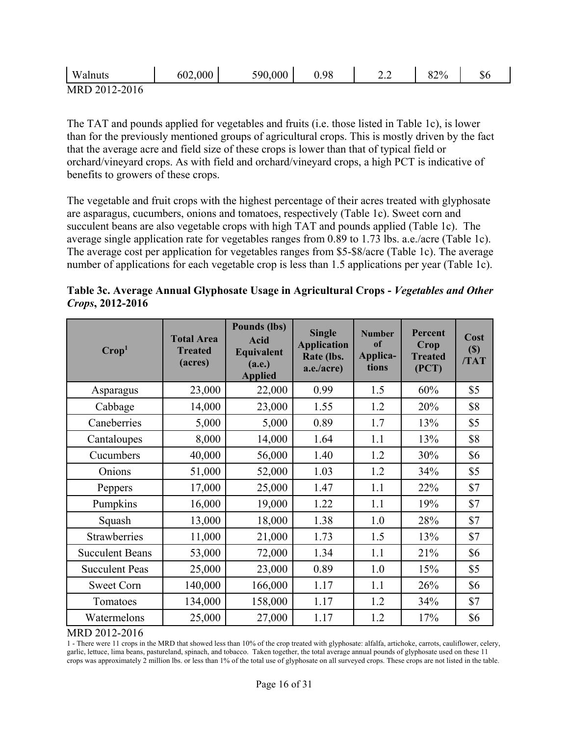| Walnuts | 602,000 | 590,000 | 0.98 | 2.2 | 82% | $6 |
|---|---|---|---|---|---|---|

MRD 2012-2016

The TAT and pounds applied for vegetables and fruits (i.e. those listed in Table 1c), is lower than for the previously mentioned groups of agricultural crops. This is mostly driven by the fact that the average acre and field size of these crops is lower than that of typical field or orchard/vineyard crops. As with field and orchard/vineyard crops, a high PCT is indicative of benefits to growers of these crops.

The vegetable and fruit crops with the highest percentage of their acres treated with glyphosate are asparagus, cucumbers, onions and tomatoes, respectively (Table 1c). Sweet corn and succulent beans are also vegetable crops with high TAT and pounds applied (Table 1c). The average single application rate for vegetables ranges from 0.89 to 1.73 lbs. a.e./acre (Table 1c). The average cost per application for vegetables ranges from $5-$8/acre (Table 1c). The average number of applications for each vegetable crop is less than 1.5 applications per year (Table 1c).

**Table 3c. Average Annual Glyphosate Usage in Agricultural Crops - *Vegetables and Other Crops*, 2012-2016**

| Crop[1] | Total Area Treated (acres) | Pounds (lbs) Acid Equivalent (a.e.) Applied | Single Application Rate (lbs. a.e./acre) | Number of Applica-tions | Percent Crop Treated (PCT) | Cost ($) /TAT |
|---|---|---|---|---|---|---|
| Asparagus | 23,000 | 22,000 | 0.99 | 1.5 | 60% | $5 |
| Cabbage | 14,000 | 23,000 | 1.55 | 1.2 | 20% | $8 |
| Caneberries | 5,000 | 5,000 | 0.89 | 1.7 | 13% | $5 |
| Cantaloupes | 8,000 | 14,000 | 1.64 | 1.1 | 13% | $8 |
| Cucumbers | 40,000 | 56,000 | 1.40 | 1.2 | 30% | $6 |
| Onions | 51,000 | 52,000 | 1.03 | 1.2 | 34% | $5 |
| Peppers | 17,000 | 25,000 | 1.47 | 1.1 | 22% | $7 |
| Pumpkins | 16,000 | 19,000 | 1.22 | 1.1 | 19% | $7 |
| Squash | 13,000 | 18,000 | 1.38 | 1.0 | 28% | $7 |
| Strawberries | 11,000 | 21,000 | 1.73 | 1.5 | 13% | $7 |
| Succulent Beans | 53,000 | 72,000 | 1.34 | 1.1 | 21% | $6 |
| Succulent Peas | 25,000 | 23,000 | 0.89 | 1.0 | 15% | $5 |
| Sweet Corn | 140,000 | 166,000 | 1.17 | 1.1 | 26% | $6 |
| Tomatoes | 134,000 | 158,000 | 1.17 | 1.2 | 34% | $7 |
| Watermelons | 25,000 | 27,000 | 1.17 | 1.2 | 17% | $6 |

MRD 2012-2016

1 - There were 11 crops in the MRD that showed less than 10% of the crop treated with glyphosate: alfalfa, artichoke, carrots, cauliflower, celery, garlic, lettuce, lima beans, pastureland, spinach, and tobacco. Taken together, the total average annual pounds of glyphosate used on these 11 crops was approximately 2 million lbs. or less than 1% of the total use of glyphosate on all surveyed crops. These crops are not listed in the table.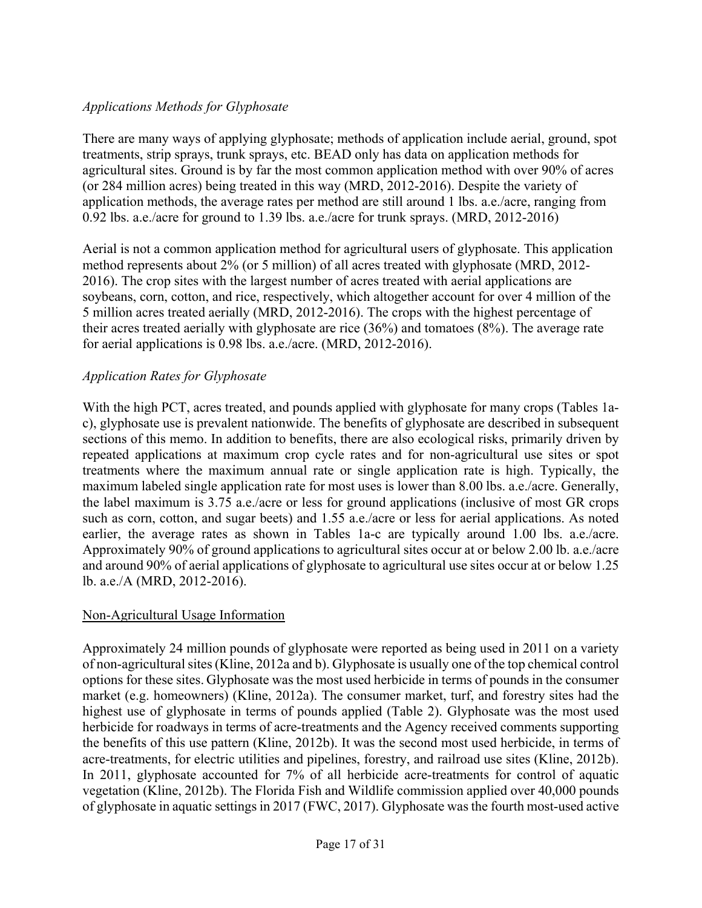*Applications Methods for Glyphosate*

There are many ways of applying glyphosate; methods of application include aerial, ground, spot treatments, strip sprays, trunk sprays, etc. BEAD only has data on application methods for agricultural sites. Ground is by far the most common application method with over 90% of acres (or 284 million acres) being treated in this way (MRD, 2012-2016). Despite the variety of application methods, the average rates per method are still around 1 lbs. a.e./acre, ranging from 0.92 lbs. a.e./acre for ground to 1.39 lbs. a.e./acre for trunk sprays. (MRD, 2012-2016)

Aerial is not a common application method for agricultural users of glyphosate. This application method represents about 2% (or 5 million) of all acres treated with glyphosate (MRD, 2012-2016). The crop sites with the largest number of acres treated with aerial applications are soybeans, corn, cotton, and rice, respectively, which altogether account for over 4 million of the 5 million acres treated aerially (MRD, 2012-2016). The crops with the highest percentage of their acres treated aerially with glyphosate are rice (36%) and tomatoes (8%). The average rate for aerial applications is 0.98 lbs. a.e./acre. (MRD, 2012-2016).

*Application Rates for Glyphosate*

With the high PCT, acres treated, and pounds applied with glyphosate for many crops (Tables 1a-c), glyphosate use is prevalent nationwide. The benefits of glyphosate are described in subsequent sections of this memo. In addition to benefits, there are also ecological risks, primarily driven by repeated applications at maximum crop cycle rates and for non-agricultural use sites or spot treatments where the maximum annual rate or single application rate is high. Typically, the maximum labeled single application rate for most uses is lower than 8.00 lbs. a.e./acre. Generally, the label maximum is 3.75 a.e./acre or less for ground applications (inclusive of most GR crops such as corn, cotton, and sugar beets) and 1.55 a.e./acre or less for aerial applications. As noted earlier, the average rates as shown in Tables 1a-c are typically around 1.00 lbs. a.e./acre. Approximately 90% of ground applications to agricultural sites occur at or below 2.00 lb. a.e./acre and around 90% of aerial applications of glyphosate to agricultural use sites occur at or below 1.25 lb. a.e./A (MRD, 2012-2016).

<u>Non-Agricultural Usage Information</u>

Approximately 24 million pounds of glyphosate were reported as being used in 2011 on a variety of non-agricultural sites (Kline, 2012a and b). Glyphosate is usually one of the top chemical control options for these sites. Glyphosate was the most used herbicide in terms of pounds in the consumer market (e.g. homeowners) (Kline, 2012a). The consumer market, turf, and forestry sites had the highest use of glyphosate in terms of pounds applied (Table 2). Glyphosate was the most used herbicide for roadways in terms of acre-treatments and the Agency received comments supporting the benefits of this use pattern (Kline, 2012b). It was the second most used herbicide, in terms of acre-treatments, for electric utilities and pipelines, forestry, and railroad use sites (Kline, 2012b). In 2011, glyphosate accounted for 7% of all herbicide acre-treatments for control of aquatic vegetation (Kline, 2012b). The Florida Fish and Wildlife commission applied over 40,000 pounds of glyphosate in aquatic settings in 2017 (FWC, 2017). Glyphosate was the fourth most-used active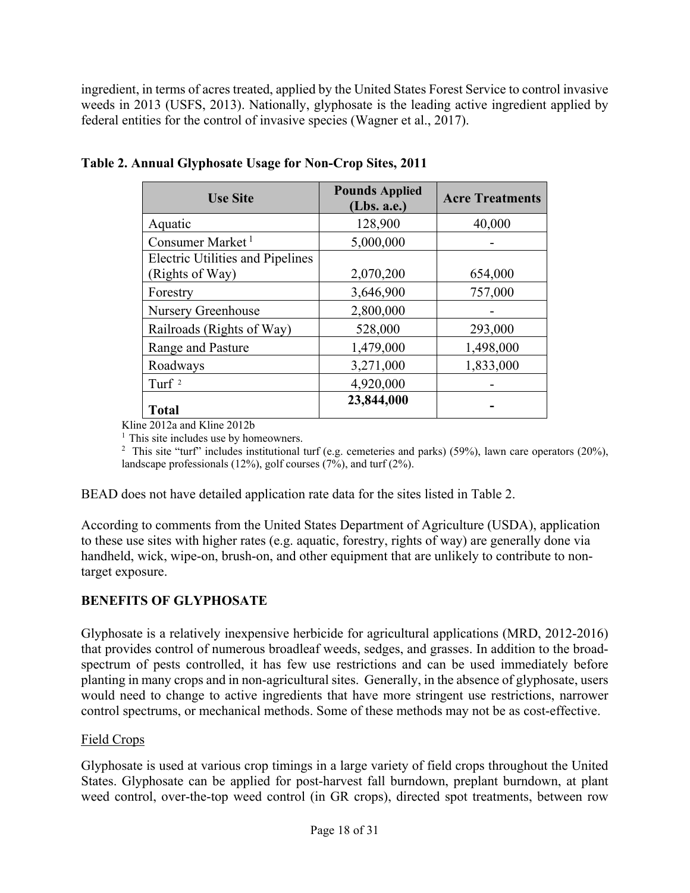ingredient, in terms of acres treated, applied by the United States Forest Service to control invasive weeds in 2013 (USFS, 2013). Nationally, glyphosate is the leading active ingredient applied by federal entities for the control of invasive species (Wagner et al., 2017).

**Table 2. Annual Glyphosate Usage for Non-Crop Sites, 2011**

| Use Site | Pounds Applied (Lbs. a.e.) | Acre Treatments |
|---|---|---|
| Aquatic | 128,900 | 40,000 |
| Consumer Market [1] | 5,000,000 | - |
| Electric Utilities and Pipelines (Rights of Way) | 2,070,200 | 654,000 |
| Forestry | 3,646,900 | 757,000 |
| Nursery Greenhouse | 2,800,000 | - |
| Railroads (Rights of Way) | 528,000 | 293,000 |
| Range and Pasture | 1,479,000 | 1,498,000 |
| Roadways | 3,271,000 | 1,833,000 |
| Turf [2] | 4,920,000 | - |
| **Total** | **23,844,000** | **-** |

Kline 2012a and Kline 2012b

[1] This site includes use by homeowners.

[2] This site "turf" includes institutional turf (e.g. cemeteries and parks) (59%), lawn care operators (20%), landscape professionals (12%), golf courses (7%), and turf (2%).

BEAD does not have detailed application rate data for the sites listed in Table 2.

According to comments from the United States Department of Agriculture (USDA), application to these use sites with higher rates (e.g. aquatic, forestry, rights of way) are generally done via handheld, wick, wipe-on, brush-on, and other equipment that are unlikely to contribute to non-target exposure.

## BENEFITS OF GLYPHOSATE

Glyphosate is a relatively inexpensive herbicide for agricultural applications (MRD, 2012-2016) that provides control of numerous broadleaf weeds, sedges, and grasses. In addition to the broad-spectrum of pests controlled, it has few use restrictions and can be used immediately before planting in many crops and in non-agricultural sites. Generally, in the absence of glyphosate, users would need to change to active ingredients that have more stringent use restrictions, narrower control spectrums, or mechanical methods. Some of these methods may not be as cost-effective.

### Field Crops

Glyphosate is used at various crop timings in a large variety of field crops throughout the United States. Glyphosate can be applied for post-harvest fall burndown, preplant burndown, at plant weed control, over-the-top weed control (in GR crops), directed spot treatments, between row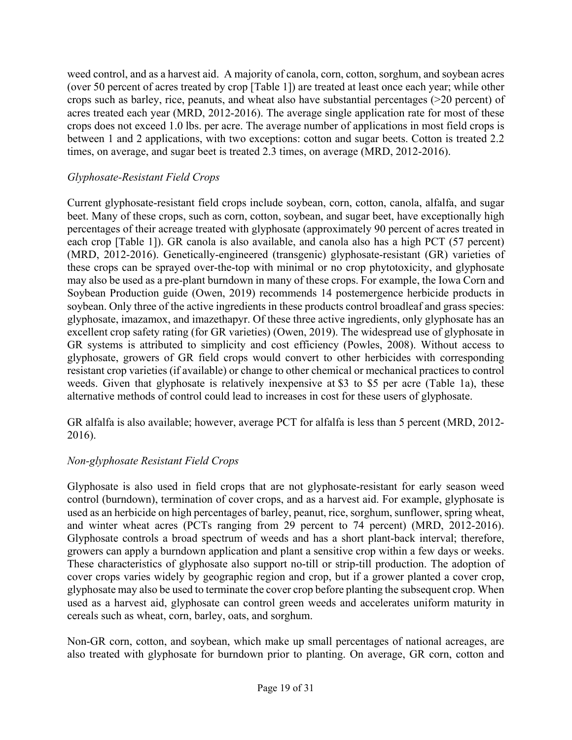weed control, and as a harvest aid. A majority of canola, corn, cotton, sorghum, and soybean acres (over 50 percent of acres treated by crop [Table 1]) are treated at least once each year; while other crops such as barley, rice, peanuts, and wheat also have substantial percentages (>20 percent) of acres treated each year (MRD, 2012-2016). The average single application rate for most of these crops does not exceed 1.0 lbs. per acre. The average number of applications in most field crops is between 1 and 2 applications, with two exceptions: cotton and sugar beets. Cotton is treated 2.2 times, on average, and sugar beet is treated 2.3 times, on average (MRD, 2012-2016).

*Glyphosate-Resistant Field Crops*

Current glyphosate-resistant field crops include soybean, corn, cotton, canola, alfalfa, and sugar beet. Many of these crops, such as corn, cotton, soybean, and sugar beet, have exceptionally high percentages of their acreage treated with glyphosate (approximately 90 percent of acres treated in each crop [Table 1]). GR canola is also available, and canola also has a high PCT (57 percent) (MRD, 2012-2016). Genetically-engineered (transgenic) glyphosate-resistant (GR) varieties of these crops can be sprayed over-the-top with minimal or no crop phytotoxicity, and glyphosate may also be used as a pre-plant burndown in many of these crops. For example, the Iowa Corn and Soybean Production guide (Owen, 2019) recommends 14 postemergence herbicide products in soybean. Only three of the active ingredients in these products control broadleaf and grass species: glyphosate, imazamox, and imazethapyr. Of these three active ingredients, only glyphosate has an excellent crop safety rating (for GR varieties) (Owen, 2019). The widespread use of glyphosate in GR systems is attributed to simplicity and cost efficiency (Powles, 2008). Without access to glyphosate, growers of GR field crops would convert to other herbicides with corresponding resistant crop varieties (if available) or change to other chemical or mechanical practices to control weeds. Given that glyphosate is relatively inexpensive at \$3 to \$5 per acre (Table 1a), these alternative methods of control could lead to increases in cost for these users of glyphosate.

GR alfalfa is also available; however, average PCT for alfalfa is less than 5 percent (MRD, 2012-2016).

*Non-glyphosate Resistant Field Crops*

Glyphosate is also used in field crops that are not glyphosate-resistant for early season weed control (burndown), termination of cover crops, and as a harvest aid. For example, glyphosate is used as an herbicide on high percentages of barley, peanut, rice, sorghum, sunflower, spring wheat, and winter wheat acres (PCTs ranging from 29 percent to 74 percent) (MRD, 2012-2016). Glyphosate controls a broad spectrum of weeds and has a short plant-back interval; therefore, growers can apply a burndown application and plant a sensitive crop within a few days or weeks. These characteristics of glyphosate also support no-till or strip-till production. The adoption of cover crops varies widely by geographic region and crop, but if a grower planted a cover crop, glyphosate may also be used to terminate the cover crop before planting the subsequent crop. When used as a harvest aid, glyphosate can control green weeds and accelerates uniform maturity in cereals such as wheat, corn, barley, oats, and sorghum.

Non-GR corn, cotton, and soybean, which make up small percentages of national acreages, are also treated with glyphosate for burndown prior to planting. On average, GR corn, cotton and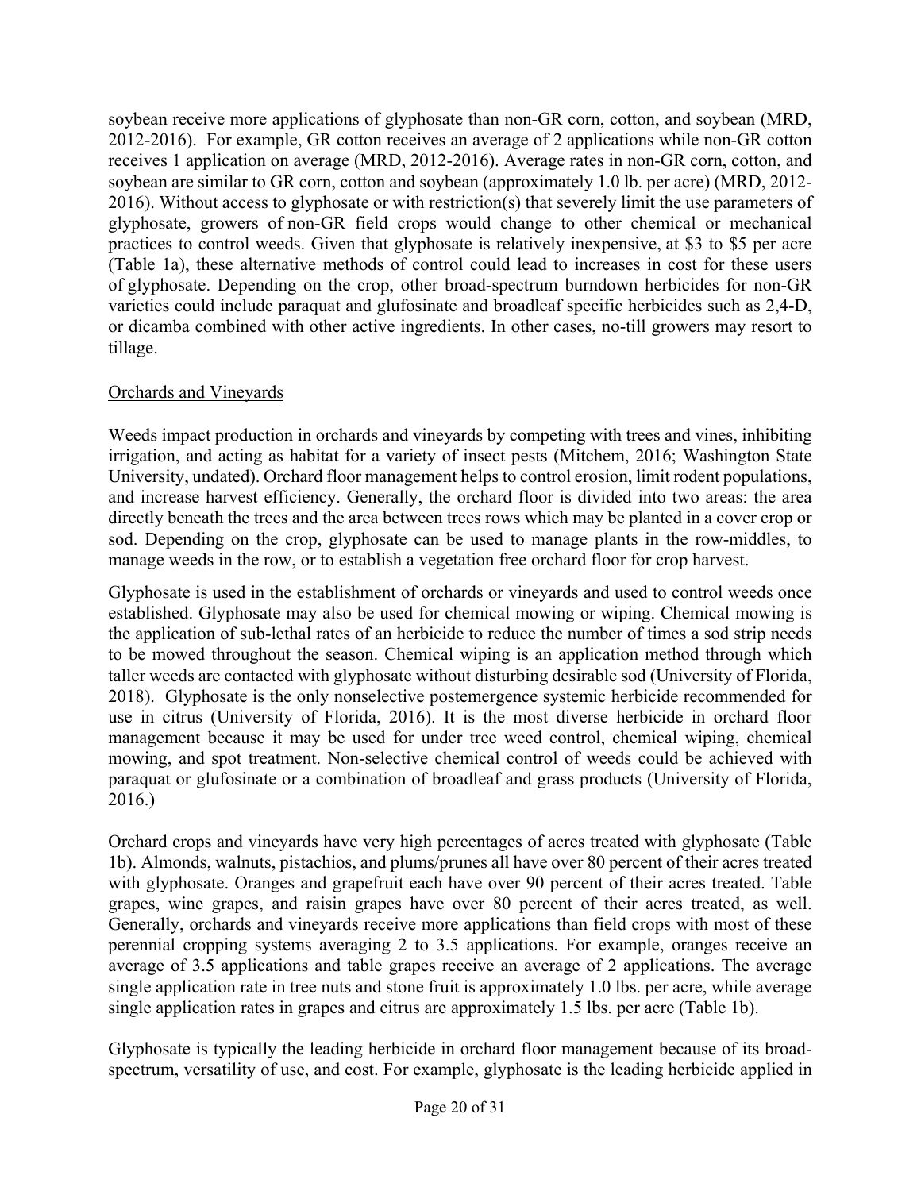soybean receive more applications of glyphosate than non-GR corn, cotton, and soybean (MRD, 2012-2016). For example, GR cotton receives an average of 2 applications while non-GR cotton receives 1 application on average (MRD, 2012-2016). Average rates in non-GR corn, cotton, and soybean are similar to GR corn, cotton and soybean (approximately 1.0 lb. per acre) (MRD, 2012-2016). Without access to glyphosate or with restriction(s) that severely limit the use parameters of glyphosate, growers of non-GR field crops would change to other chemical or mechanical practices to control weeds. Given that glyphosate is relatively inexpensive, at $3 to $5 per acre (Table 1a), these alternative methods of control could lead to increases in cost for these users of glyphosate. Depending on the crop, other broad-spectrum burndown herbicides for non-GR varieties could include paraquat and glufosinate and broadleaf specific herbicides such as 2,4-D, or dicamba combined with other active ingredients. In other cases, no-till growers may resort to tillage.

### Orchards and Vineyards

Weeds impact production in orchards and vineyards by competing with trees and vines, inhibiting irrigation, and acting as habitat for a variety of insect pests (Mitchem, 2016; Washington State University, undated). Orchard floor management helps to control erosion, limit rodent populations, and increase harvest efficiency. Generally, the orchard floor is divided into two areas: the area directly beneath the trees and the area between trees rows which may be planted in a cover crop or sod. Depending on the crop, glyphosate can be used to manage plants in the row-middles, to manage weeds in the row, or to establish a vegetation free orchard floor for crop harvest.

Glyphosate is used in the establishment of orchards or vineyards and used to control weeds once established. Glyphosate may also be used for chemical mowing or wiping. Chemical mowing is the application of sub-lethal rates of an herbicide to reduce the number of times a sod strip needs to be mowed throughout the season. Chemical wiping is an application method through which taller weeds are contacted with glyphosate without disturbing desirable sod (University of Florida, 2018). Glyphosate is the only nonselective postemergence systemic herbicide recommended for use in citrus (University of Florida, 2016). It is the most diverse herbicide in orchard floor management because it may be used for under tree weed control, chemical wiping, chemical mowing, and spot treatment. Non-selective chemical control of weeds could be achieved with paraquat or glufosinate or a combination of broadleaf and grass products (University of Florida, 2016.)

Orchard crops and vineyards have very high percentages of acres treated with glyphosate (Table 1b). Almonds, walnuts, pistachios, and plums/prunes all have over 80 percent of their acres treated with glyphosate. Oranges and grapefruit each have over 90 percent of their acres treated. Table grapes, wine grapes, and raisin grapes have over 80 percent of their acres treated, as well. Generally, orchards and vineyards receive more applications than field crops with most of these perennial cropping systems averaging 2 to 3.5 applications. For example, oranges receive an average of 3.5 applications and table grapes receive an average of 2 applications. The average single application rate in tree nuts and stone fruit is approximately 1.0 lbs. per acre, while average single application rates in grapes and citrus are approximately 1.5 lbs. per acre (Table 1b).

Glyphosate is typically the leading herbicide in orchard floor management because of its broad-spectrum, versatility of use, and cost. For example, glyphosate is the leading herbicide applied in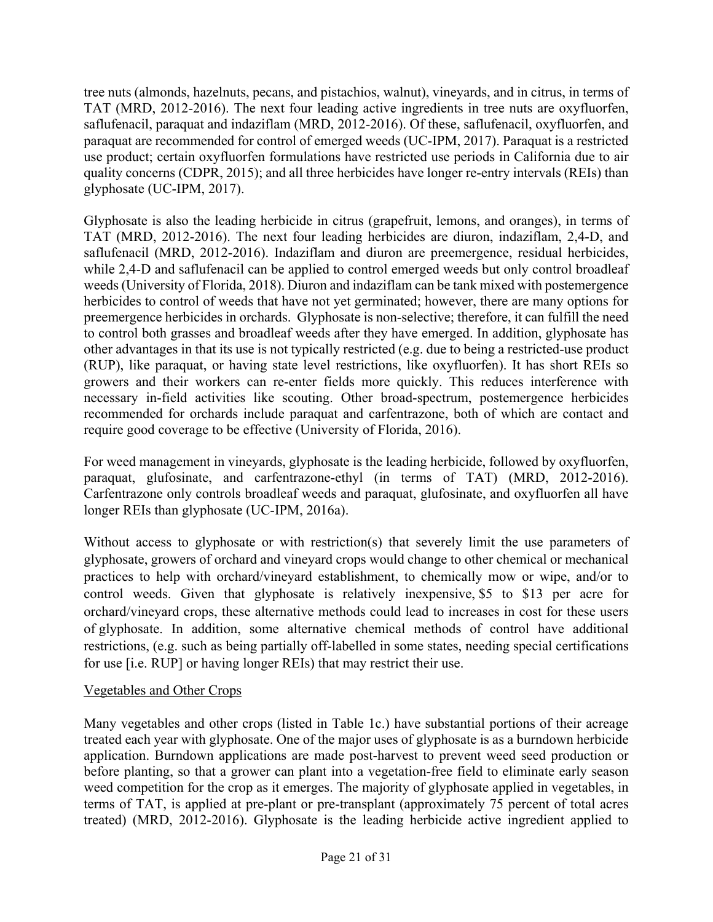tree nuts (almonds, hazelnuts, pecans, and pistachios, walnut), vineyards, and in citrus, in terms of TAT (MRD, 2012-2016). The next four leading active ingredients in tree nuts are oxyfluorfen, saflufenacil, paraquat and indaziflam (MRD, 2012-2016). Of these, saflufenacil, oxyfluorfen, and paraquat are recommended for control of emerged weeds (UC-IPM, 2017). Paraquat is a restricted use product; certain oxyfluorfen formulations have restricted use periods in California due to air quality concerns (CDPR, 2015); and all three herbicides have longer re-entry intervals (REIs) than glyphosate (UC-IPM, 2017).

Glyphosate is also the leading herbicide in citrus (grapefruit, lemons, and oranges), in terms of TAT (MRD, 2012-2016). The next four leading herbicides are diuron, indaziflam, 2,4-D, and saflufenacil (MRD, 2012-2016). Indaziflam and diuron are preemergence, residual herbicides, while 2,4-D and saflufenacil can be applied to control emerged weeds but only control broadleaf weeds (University of Florida, 2018). Diuron and indaziflam can be tank mixed with postemergence herbicides to control of weeds that have not yet germinated; however, there are many options for preemergence herbicides in orchards. Glyphosate is non-selective; therefore, it can fulfill the need to control both grasses and broadleaf weeds after they have emerged. In addition, glyphosate has other advantages in that its use is not typically restricted (e.g. due to being a restricted-use product (RUP), like paraquat, or having state level restrictions, like oxyfluorfen). It has short REIs so growers and their workers can re-enter fields more quickly. This reduces interference with necessary in-field activities like scouting. Other broad-spectrum, postemergence herbicides recommended for orchards include paraquat and carfentrazone, both of which are contact and require good coverage to be effective (University of Florida, 2016).

For weed management in vineyards, glyphosate is the leading herbicide, followed by oxyfluorfen, paraquat, glufosinate, and carfentrazone-ethyl (in terms of TAT) (MRD, 2012-2016). Carfentrazone only controls broadleaf weeds and paraquat, glufosinate, and oxyfluorfen all have longer REIs than glyphosate (UC-IPM, 2016a).

Without access to glyphosate or with restriction(s) that severely limit the use parameters of glyphosate, growers of orchard and vineyard crops would change to other chemical or mechanical practices to help with orchard/vineyard establishment, to chemically mow or wipe, and/or to control weeds. Given that glyphosate is relatively inexpensive, $5 to $13 per acre for orchard/vineyard crops, these alternative methods could lead to increases in cost for these users of glyphosate. In addition, some alternative chemical methods of control have additional restrictions, (e.g. such as being partially off-labelled in some states, needing special certifications for use [i.e. RUP] or having longer REIs) that may restrict their use.

<u>Vegetables and Other Crops</u>

Many vegetables and other crops (listed in Table 1c.) have substantial portions of their acreage treated each year with glyphosate. One of the major uses of glyphosate is as a burndown herbicide application. Burndown applications are made post-harvest to prevent weed seed production or before planting, so that a grower can plant into a vegetation-free field to eliminate early season weed competition for the crop as it emerges. The majority of glyphosate applied in vegetables, in terms of TAT, is applied at pre-plant or pre-transplant (approximately 75 percent of total acres treated) (MRD, 2012-2016). Glyphosate is the leading herbicide active ingredient applied to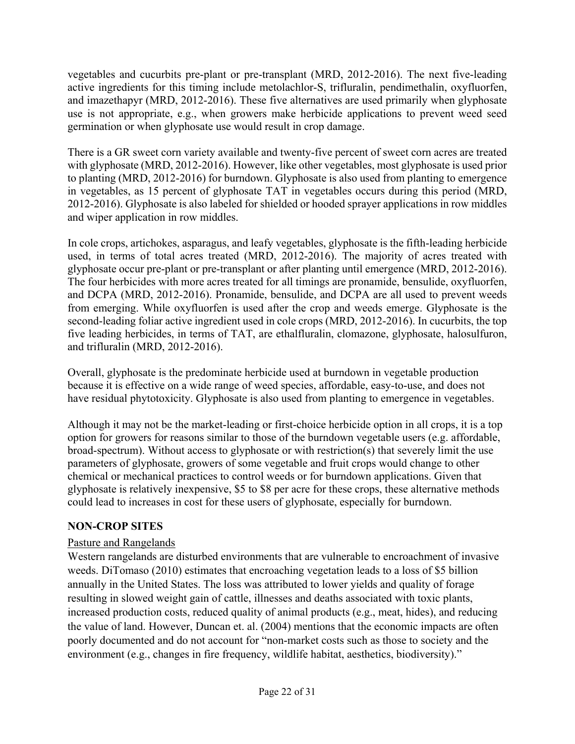vegetables and cucurbits pre-plant or pre-transplant (MRD, 2012-2016). The next five-leading active ingredients for this timing include metolachlor-S, trifluralin, pendimethalin, oxyfluorfen, and imazethapyr (MRD, 2012-2016). These five alternatives are used primarily when glyphosate use is not appropriate, e.g., when growers make herbicide applications to prevent weed seed germination or when glyphosate use would result in crop damage.

There is a GR sweet corn variety available and twenty-five percent of sweet corn acres are treated with glyphosate (MRD, 2012-2016). However, like other vegetables, most glyphosate is used prior to planting (MRD, 2012-2016) for burndown. Glyphosate is also used from planting to emergence in vegetables, as 15 percent of glyphosate TAT in vegetables occurs during this period (MRD, 2012-2016). Glyphosate is also labeled for shielded or hooded sprayer applications in row middles and wiper application in row middles.

In cole crops, artichokes, asparagus, and leafy vegetables, glyphosate is the fifth-leading herbicide used, in terms of total acres treated (MRD, 2012-2016). The majority of acres treated with glyphosate occur pre-plant or pre-transplant or after planting until emergence (MRD, 2012-2016). The four herbicides with more acres treated for all timings are pronamide, bensulide, oxyfluorfen, and DCPA (MRD, 2012-2016). Pronamide, bensulide, and DCPA are all used to prevent weeds from emerging. While oxyfluorfen is used after the crop and weeds emerge. Glyphosate is the second-leading foliar active ingredient used in cole crops (MRD, 2012-2016). In cucurbits, the top five leading herbicides, in terms of TAT, are ethalfluralin, clomazone, glyphosate, halosulfuron, and trifluralin (MRD, 2012-2016).

Overall, glyphosate is the predominate herbicide used at burndown in vegetable production because it is effective on a wide range of weed species, affordable, easy-to-use, and does not have residual phytotoxicity. Glyphosate is also used from planting to emergence in vegetables.

Although it may not be the market-leading or first-choice herbicide option in all crops, it is a top option for growers for reasons similar to those of the burndown vegetable users (e.g. affordable, broad-spectrum). Without access to glyphosate or with restriction(s) that severely limit the use parameters of glyphosate, growers of some vegetable and fruit crops would change to other chemical or mechanical practices to control weeds or for burndown applications. Given that glyphosate is relatively inexpensive, $5 to $8 per acre for these crops, these alternative methods could lead to increases in cost for these users of glyphosate, especially for burndown.

**NON-CROP SITES**

Pasture and Rangelands

Western rangelands are disturbed environments that are vulnerable to encroachment of invasive weeds. DiTomaso (2010) estimates that encroaching vegetation leads to a loss of $5 billion annually in the United States. The loss was attributed to lower yields and quality of forage resulting in slowed weight gain of cattle, illnesses and deaths associated with toxic plants, increased production costs, reduced quality of animal products (e.g., meat, hides), and reducing the value of land. However, Duncan et. al. (2004) mentions that the economic impacts are often poorly documented and do not account for "non-market costs such as those to society and the environment (e.g., changes in fire frequency, wildlife habitat, aesthetics, biodiversity)."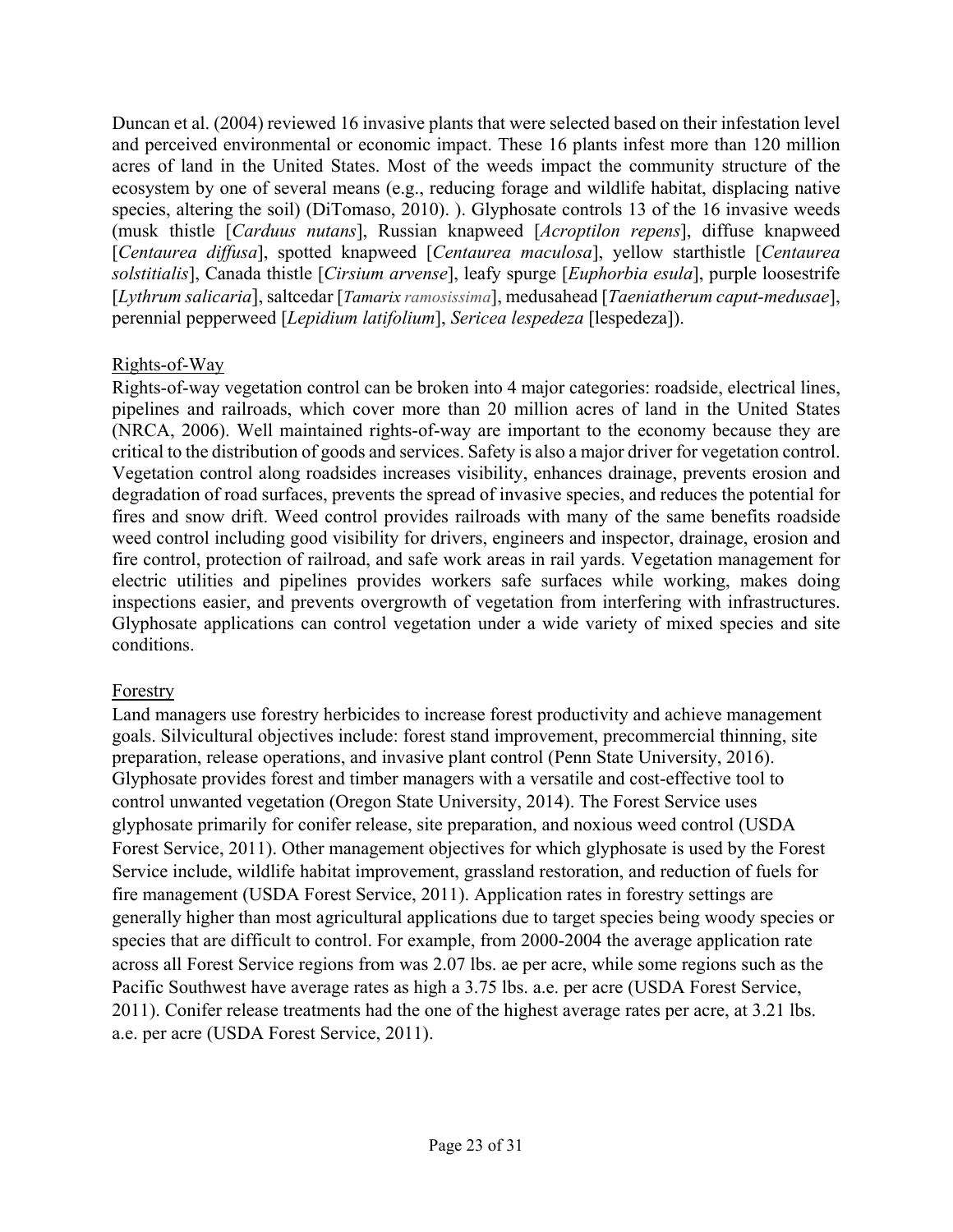Duncan et al. (2004) reviewed 16 invasive plants that were selected based on their infestation level and perceived environmental or economic impact. These 16 plants infest more than 120 million acres of land in the United States. Most of the weeds impact the community structure of the ecosystem by one of several means (e.g., reducing forage and wildlife habitat, displacing native species, altering the soil) (DiTomaso, 2010). ). Glyphosate controls 13 of the 16 invasive weeds (musk thistle [*Carduus nutans*], Russian knapweed [*Acroptilon repens*], diffuse knapweed [*Centaurea diffusa*], spotted knapweed [*Centaurea maculosa*], yellow starthistle [*Centaurea solstitialis*], Canada thistle [*Cirsium arvense*], leafy spurge [*Euphorbia esula*], purple loosestrife [*Lythrum salicaria*], saltcedar [*Tamarix ramosissima*], medusahead [*Taeniatherum caput-medusae*], perennial pepperweed [*Lepidium latifolium*], *Sericea lespedeza* [lespedeza]).

Rights-of-Way

Rights-of-way vegetation control can be broken into 4 major categories: roadside, electrical lines, pipelines and railroads, which cover more than 20 million acres of land in the United States (NRCA, 2006). Well maintained rights-of-way are important to the economy because they are critical to the distribution of goods and services. Safety is also a major driver for vegetation control. Vegetation control along roadsides increases visibility, enhances drainage, prevents erosion and degradation of road surfaces, prevents the spread of invasive species, and reduces the potential for fires and snow drift. Weed control provides railroads with many of the same benefits roadside weed control including good visibility for drivers, engineers and inspector, drainage, erosion and fire control, protection of railroad, and safe work areas in rail yards. Vegetation management for electric utilities and pipelines provides workers safe surfaces while working, makes doing inspections easier, and prevents overgrowth of vegetation from interfering with infrastructures. Glyphosate applications can control vegetation under a wide variety of mixed species and site conditions.

Forestry

Land managers use forestry herbicides to increase forest productivity and achieve management goals. Silvicultural objectives include: forest stand improvement, precommercial thinning, site preparation, release operations, and invasive plant control (Penn State University, 2016). Glyphosate provides forest and timber managers with a versatile and cost-effective tool to control unwanted vegetation (Oregon State University, 2014). The Forest Service uses glyphosate primarily for conifer release, site preparation, and noxious weed control (USDA Forest Service, 2011). Other management objectives for which glyphosate is used by the Forest Service include, wildlife habitat improvement, grassland restoration, and reduction of fuels for fire management (USDA Forest Service, 2011). Application rates in forestry settings are generally higher than most agricultural applications due to target species being woody species or species that are difficult to control. For example, from 2000-2004 the average application rate across all Forest Service regions from was 2.07 lbs. ae per acre, while some regions such as the Pacific Southwest have average rates as high a 3.75 lbs. a.e. per acre (USDA Forest Service, 2011). Conifer release treatments had the one of the highest average rates per acre, at 3.21 lbs. a.e. per acre (USDA Forest Service, 2011).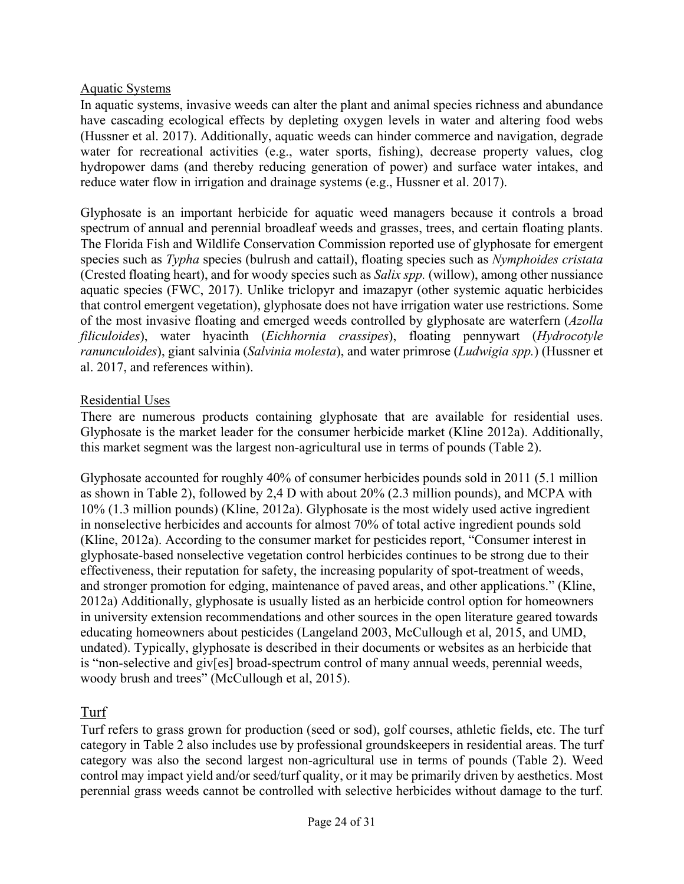## Aquatic Systems

In aquatic systems, invasive weeds can alter the plant and animal species richness and abundance have cascading ecological effects by depleting oxygen levels in water and altering food webs (Hussner et al. 2017). Additionally, aquatic weeds can hinder commerce and navigation, degrade water for recreational activities (e.g., water sports, fishing), decrease property values, clog hydropower dams (and thereby reducing generation of power) and surface water intakes, and reduce water flow in irrigation and drainage systems (e.g., Hussner et al. 2017).

Glyphosate is an important herbicide for aquatic weed managers because it controls a broad spectrum of annual and perennial broadleaf weeds and grasses, trees, and certain floating plants. The Florida Fish and Wildlife Conservation Commission reported use of glyphosate for emergent species such as *Typha* species (bulrush and cattail), floating species such as *Nymphoides cristata* (Crested floating heart), and for woody species such as *Salix spp.* (willow), among other nussiance aquatic species (FWC, 2017). Unlike triclopyr and imazapyr (other systemic aquatic herbicides that control emergent vegetation), glyphosate does not have irrigation water use restrictions. Some of the most invasive floating and emerged weeds controlled by glyphosate are waterfern (*Azolla filiculoides*), water hyacinth (*Eichhornia crassipes*), floating pennywart (*Hydrocotyle ranunculoides*), giant salvinia (*Salvinia molesta*), and water primrose (*Ludwigia spp.*) (Hussner et al. 2017, and references within).

## Residential Uses

There are numerous products containing glyphosate that are available for residential uses. Glyphosate is the market leader for the consumer herbicide market (Kline 2012a). Additionally, this market segment was the largest non-agricultural use in terms of pounds (Table 2).

Glyphosate accounted for roughly 40% of consumer herbicides pounds sold in 2011 (5.1 million as shown in Table 2), followed by 2,4 D with about 20% (2.3 million pounds), and MCPA with 10% (1.3 million pounds) (Kline, 2012a). Glyphosate is the most widely used active ingredient in nonselective herbicides and accounts for almost 70% of total active ingredient pounds sold (Kline, 2012a). According to the consumer market for pesticides report, "Consumer interest in glyphosate-based nonselective vegetation control herbicides continues to be strong due to their effectiveness, their reputation for safety, the increasing popularity of spot-treatment of weeds, and stronger promotion for edging, maintenance of paved areas, and other applications." (Kline, 2012a) Additionally, glyphosate is usually listed as an herbicide control option for homeowners in university extension recommendations and other sources in the open literature geared towards educating homeowners about pesticides (Langeland 2003, McCullough et al, 2015, and UMD, undated). Typically, glyphosate is described in their documents or websites as an herbicide that is "non-selective and giv[es] broad-spectrum control of many annual weeds, perennial weeds, woody brush and trees" (McCullough et al, 2015).

## Turf

Turf refers to grass grown for production (seed or sod), golf courses, athletic fields, etc. The turf category in Table 2 also includes use by professional groundskeepers in residential areas. The turf category was also the second largest non-agricultural use in terms of pounds (Table 2). Weed control may impact yield and/or seed/turf quality, or it may be primarily driven by aesthetics. Most perennial grass weeds cannot be controlled with selective herbicides without damage to the turf.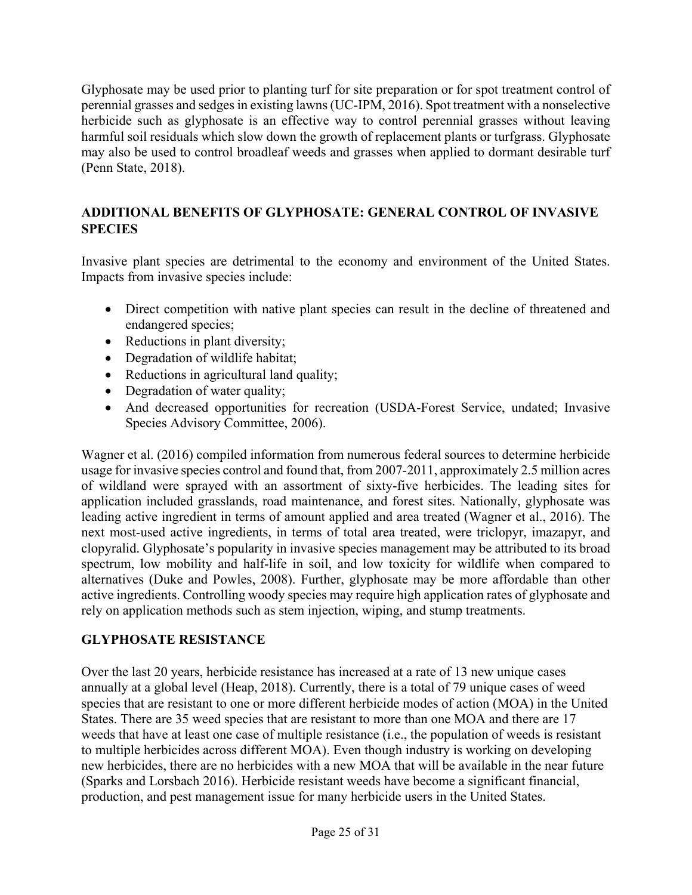Glyphosate may be used prior to planting turf for site preparation or for spot treatment control of perennial grasses and sedges in existing lawns (UC-IPM, 2016). Spot treatment with a nonselective herbicide such as glyphosate is an effective way to control perennial grasses without leaving harmful soil residuals which slow down the growth of replacement plants or turfgrass. Glyphosate may also be used to control broadleaf weeds and grasses when applied to dormant desirable turf (Penn State, 2018).

## ADDITIONAL BENEFITS OF GLYPHOSATE: GENERAL CONTROL OF INVASIVE SPECIES

Invasive plant species are detrimental to the economy and environment of the United States. Impacts from invasive species include:

- Direct competition with native plant species can result in the decline of threatened and endangered species;
- Reductions in plant diversity;
- Degradation of wildlife habitat;
- Reductions in agricultural land quality;
- Degradation of water quality;
- And decreased opportunities for recreation (USDA-Forest Service, undated; Invasive Species Advisory Committee, 2006).

Wagner et al. (2016) compiled information from numerous federal sources to determine herbicide usage for invasive species control and found that, from 2007-2011, approximately 2.5 million acres of wildland were sprayed with an assortment of sixty-five herbicides. The leading sites for application included grasslands, road maintenance, and forest sites. Nationally, glyphosate was leading active ingredient in terms of amount applied and area treated (Wagner et al., 2016). The next most-used active ingredients, in terms of total area treated, were triclopyr, imazapyr, and clopyralid. Glyphosate's popularity in invasive species management may be attributed to its broad spectrum, low mobility and half-life in soil, and low toxicity for wildlife when compared to alternatives (Duke and Powles, 2008). Further, glyphosate may be more affordable than other active ingredients. Controlling woody species may require high application rates of glyphosate and rely on application methods such as stem injection, wiping, and stump treatments.

## GLYPHOSATE RESISTANCE

Over the last 20 years, herbicide resistance has increased at a rate of 13 new unique cases annually at a global level (Heap, 2018). Currently, there is a total of 79 unique cases of weed species that are resistant to one or more different herbicide modes of action (MOA) in the United States. There are 35 weed species that are resistant to more than one MOA and there are 17 weeds that have at least one case of multiple resistance (i.e., the population of weeds is resistant to multiple herbicides across different MOA). Even though industry is working on developing new herbicides, there are no herbicides with a new MOA that will be available in the near future (Sparks and Lorsbach 2016). Herbicide resistant weeds have become a significant financial, production, and pest management issue for many herbicide users in the United States.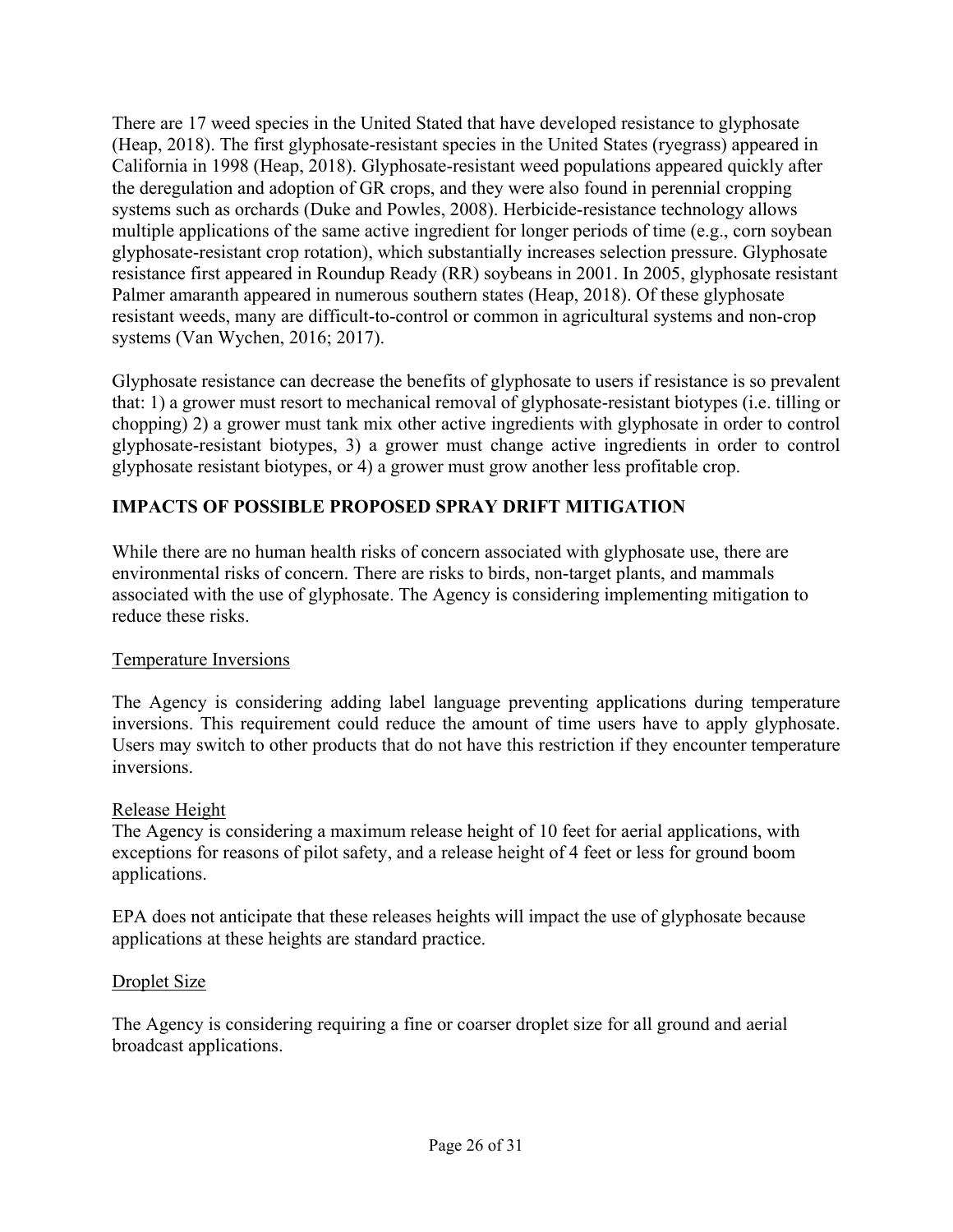There are 17 weed species in the United Stated that have developed resistance to glyphosate (Heap, 2018). The first glyphosate-resistant species in the United States (ryegrass) appeared in California in 1998 (Heap, 2018). Glyphosate-resistant weed populations appeared quickly after the deregulation and adoption of GR crops, and they were also found in perennial cropping systems such as orchards (Duke and Powles, 2008). Herbicide-resistance technology allows multiple applications of the same active ingredient for longer periods of time (e.g., corn soybean glyphosate-resistant crop rotation), which substantially increases selection pressure. Glyphosate resistance first appeared in Roundup Ready (RR) soybeans in 2001. In 2005, glyphosate resistant Palmer amaranth appeared in numerous southern states (Heap, 2018). Of these glyphosate resistant weeds, many are difficult-to-control or common in agricultural systems and non-crop systems (Van Wychen, 2016; 2017).

Glyphosate resistance can decrease the benefits of glyphosate to users if resistance is so prevalent that: 1) a grower must resort to mechanical removal of glyphosate-resistant biotypes (i.e. tilling or chopping) 2) a grower must tank mix other active ingredients with glyphosate in order to control glyphosate-resistant biotypes, 3) a grower must change active ingredients in order to control glyphosate resistant biotypes, or 4) a grower must grow another less profitable crop.

## IMPACTS OF POSSIBLE PROPOSED SPRAY DRIFT MITIGATION

While there are no human health risks of concern associated with glyphosate use, there are environmental risks of concern. There are risks to birds, non-target plants, and mammals associated with the use of glyphosate. The Agency is considering implementing mitigation to reduce these risks.

### Temperature Inversions

The Agency is considering adding label language preventing applications during temperature inversions. This requirement could reduce the amount of time users have to apply glyphosate. Users may switch to other products that do not have this restriction if they encounter temperature inversions.

### Release Height

The Agency is considering a maximum release height of 10 feet for aerial applications, with exceptions for reasons of pilot safety, and a release height of 4 feet or less for ground boom applications.

EPA does not anticipate that these releases heights will impact the use of glyphosate because applications at these heights are standard practice.

### Droplet Size

The Agency is considering requiring a fine or coarser droplet size for all ground and aerial broadcast applications.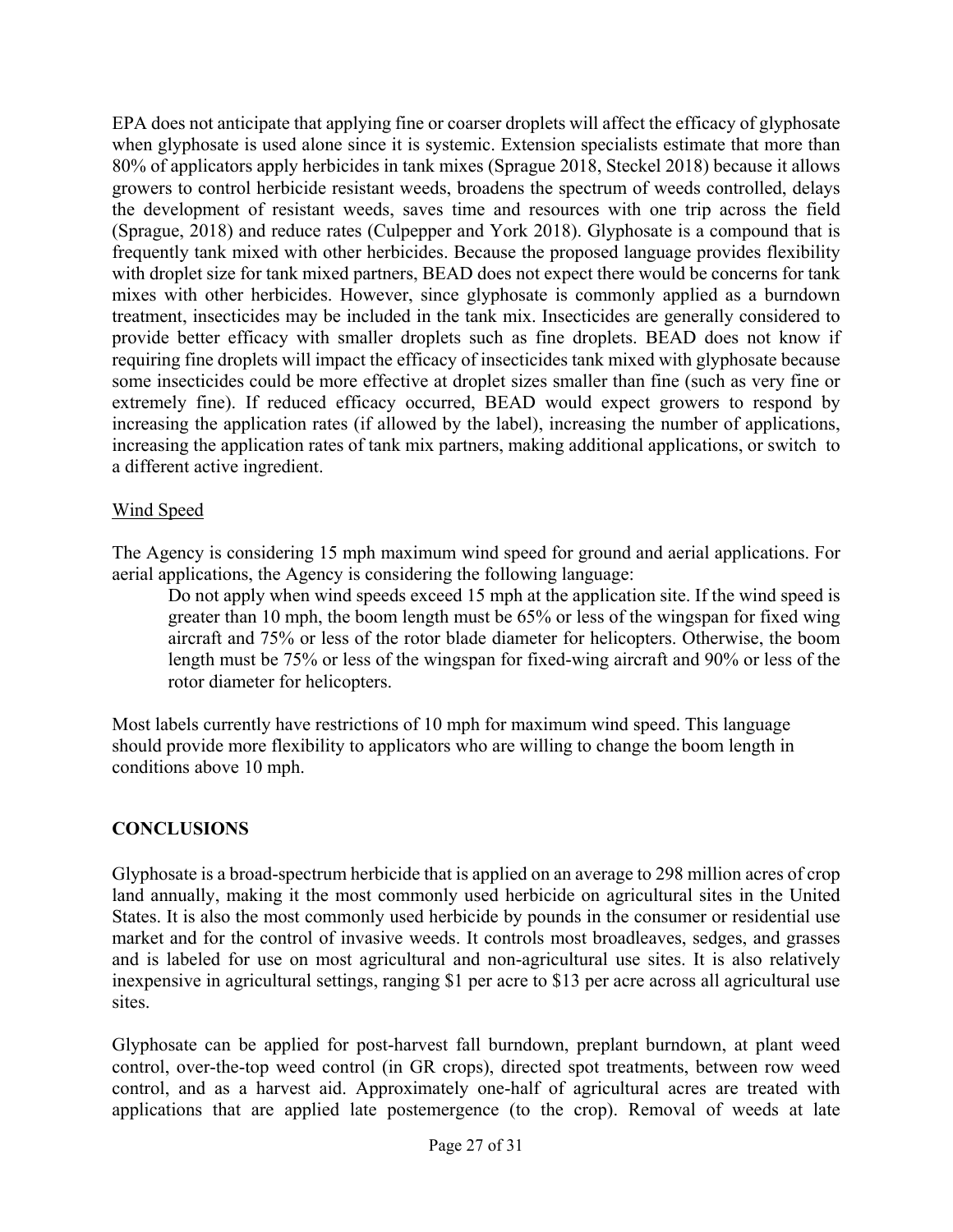EPA does not anticipate that applying fine or coarser droplets will affect the efficacy of glyphosate when glyphosate is used alone since it is systemic. Extension specialists estimate that more than 80% of applicators apply herbicides in tank mixes (Sprague 2018, Steckel 2018) because it allows growers to control herbicide resistant weeds, broadens the spectrum of weeds controlled, delays the development of resistant weeds, saves time and resources with one trip across the field (Sprague, 2018) and reduce rates (Culpepper and York 2018). Glyphosate is a compound that is frequently tank mixed with other herbicides. Because the proposed language provides flexibility with droplet size for tank mixed partners, BEAD does not expect there would be concerns for tank mixes with other herbicides. However, since glyphosate is commonly applied as a burndown treatment, insecticides may be included in the tank mix. Insecticides are generally considered to provide better efficacy with smaller droplets such as fine droplets. BEAD does not know if requiring fine droplets will impact the efficacy of insecticides tank mixed with glyphosate because some insecticides could be more effective at droplet sizes smaller than fine (such as very fine or extremely fine). If reduced efficacy occurred, BEAD would expect growers to respond by increasing the application rates (if allowed by the label), increasing the number of applications, increasing the application rates of tank mix partners, making additional applications, or switch to a different active ingredient.

Wind Speed

The Agency is considering 15 mph maximum wind speed for ground and aerial applications. For aerial applications, the Agency is considering the following language:

> Do not apply when wind speeds exceed 15 mph at the application site. If the wind speed is greater than 10 mph, the boom length must be 65% or less of the wingspan for fixed wing aircraft and 75% or less of the rotor blade diameter for helicopters. Otherwise, the boom length must be 75% or less of the wingspan for fixed-wing aircraft and 90% or less of the rotor diameter for helicopters.

Most labels currently have restrictions of 10 mph for maximum wind speed. This language should provide more flexibility to applicators who are willing to change the boom length in conditions above 10 mph.

## CONCLUSIONS

Glyphosate is a broad-spectrum herbicide that is applied on an average to 298 million acres of crop land annually, making it the most commonly used herbicide on agricultural sites in the United States. It is also the most commonly used herbicide by pounds in the consumer or residential use market and for the control of invasive weeds. It controls most broadleaves, sedges, and grasses and is labeled for use on most agricultural and non-agricultural use sites. It is also relatively inexpensive in agricultural settings, ranging $1 per acre to $13 per acre across all agricultural use sites.

Glyphosate can be applied for post-harvest fall burndown, preplant burndown, at plant weed control, over-the-top weed control (in GR crops), directed spot treatments, between row weed control, and as a harvest aid. Approximately one-half of agricultural acres are treated with applications that are applied late postemergence (to the crop). Removal of weeds at late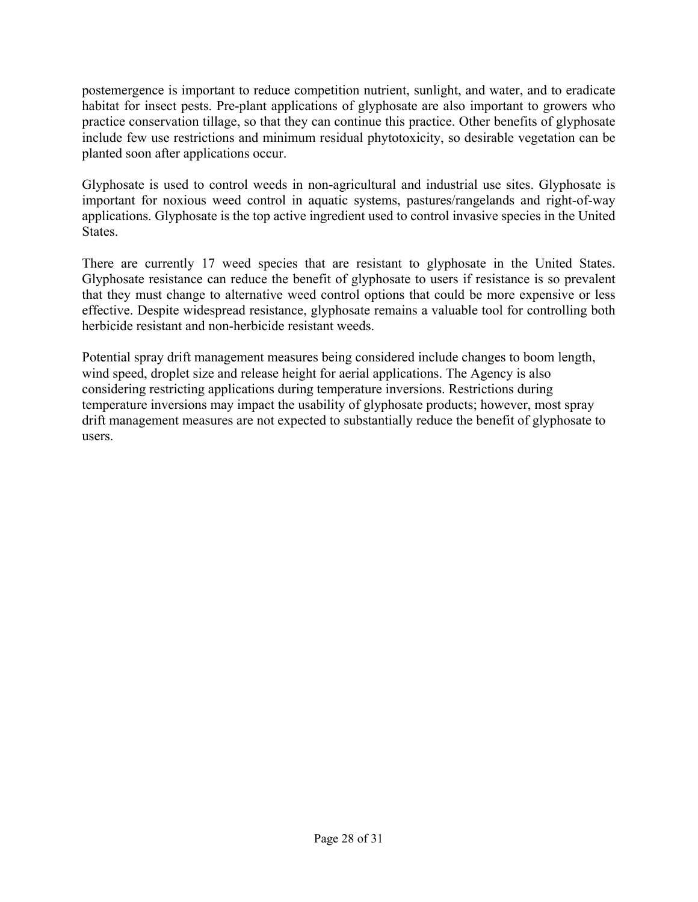postemergence is important to reduce competition nutrient, sunlight, and water, and to eradicate habitat for insect pests. Pre-plant applications of glyphosate are also important to growers who practice conservation tillage, so that they can continue this practice. Other benefits of glyphosate include few use restrictions and minimum residual phytotoxicity, so desirable vegetation can be planted soon after applications occur.

Glyphosate is used to control weeds in non-agricultural and industrial use sites. Glyphosate is important for noxious weed control in aquatic systems, pastures/rangelands and right-of-way applications. Glyphosate is the top active ingredient used to control invasive species in the United States.

There are currently 17 weed species that are resistant to glyphosate in the United States. Glyphosate resistance can reduce the benefit of glyphosate to users if resistance is so prevalent that they must change to alternative weed control options that could be more expensive or less effective. Despite widespread resistance, glyphosate remains a valuable tool for controlling both herbicide resistant and non-herbicide resistant weeds.

Potential spray drift management measures being considered include changes to boom length, wind speed, droplet size and release height for aerial applications. The Agency is also considering restricting applications during temperature inversions. Restrictions during temperature inversions may impact the usability of glyphosate products; however, most spray drift management measures are not expected to substantially reduce the benefit of glyphosate to users.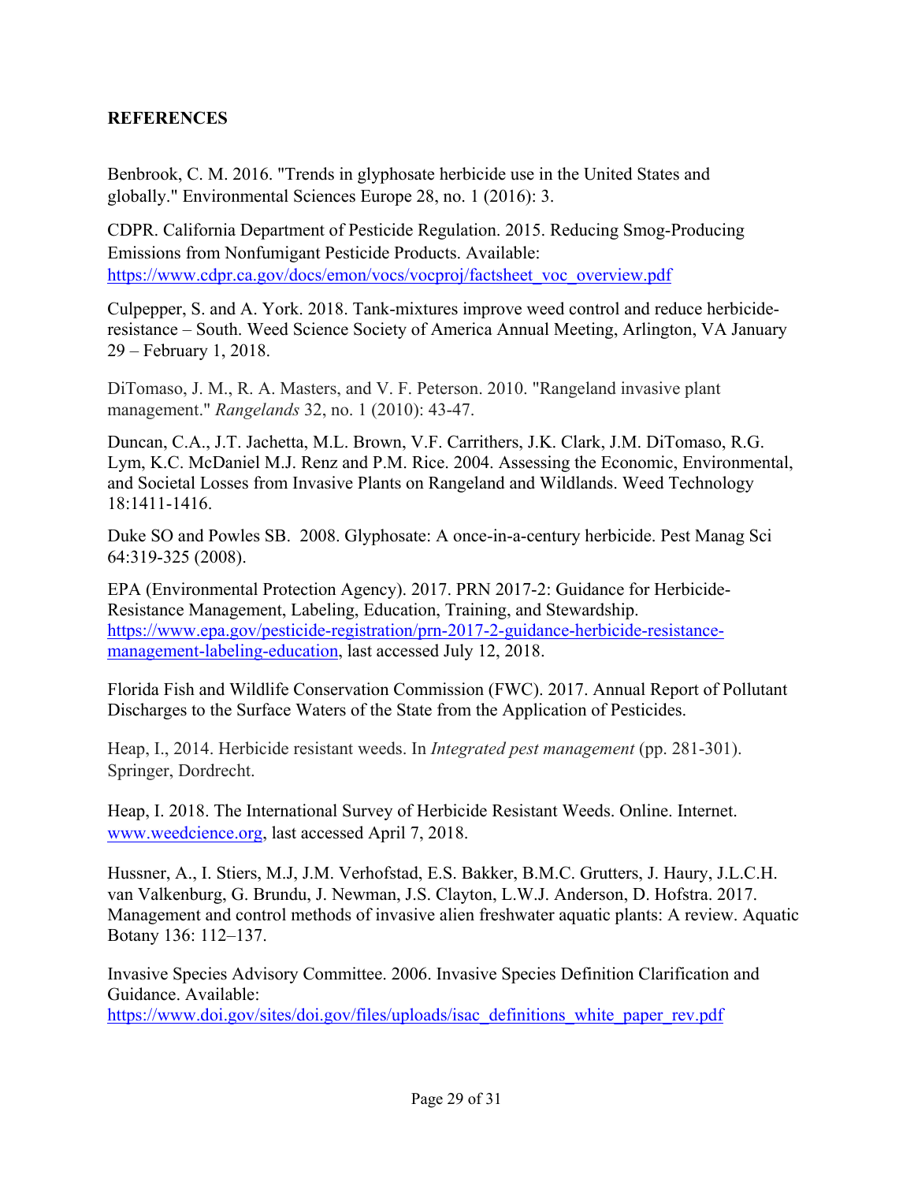## REFERENCES

Benbrook, C. M. 2016. "Trends in glyphosate herbicide use in the United States and globally." Environmental Sciences Europe 28, no. 1 (2016): 3.

CDPR. California Department of Pesticide Regulation. 2015. Reducing Smog-Producing Emissions from Nonfumigant Pesticide Products. Available: https://www.cdpr.ca.gov/docs/emon/vocs/vocproj/factsheet_voc_overview.pdf

Culpepper, S. and A. York. 2018. Tank-mixtures improve weed control and reduce herbicide-resistance – South. Weed Science Society of America Annual Meeting, Arlington, VA January 29 – February 1, 2018.

DiTomaso, J. M., R. A. Masters, and V. F. Peterson. 2010. "Rangeland invasive plant management." *Rangelands* 32, no. 1 (2010): 43-47.

Duncan, C.A., J.T. Jachetta, M.L. Brown, V.F. Carrithers, J.K. Clark, J.M. DiTomaso, R.G. Lym, K.C. McDaniel M.J. Renz and P.M. Rice. 2004. Assessing the Economic, Environmental, and Societal Losses from Invasive Plants on Rangeland and Wildlands. Weed Technology 18:1411-1416.

Duke SO and Powles SB. 2008. Glyphosate: A once-in-a-century herbicide. Pest Manag Sci 64:319-325 (2008).

EPA (Environmental Protection Agency). 2017. PRN 2017-2: Guidance for Herbicide-Resistance Management, Labeling, Education, Training, and Stewardship. https://www.epa.gov/pesticide-registration/prn-2017-2-guidance-herbicide-resistance-management-labeling-education, last accessed July 12, 2018.

Florida Fish and Wildlife Conservation Commission (FWC). 2017. Annual Report of Pollutant Discharges to the Surface Waters of the State from the Application of Pesticides.

Heap, I., 2014. Herbicide resistant weeds. In *Integrated pest management* (pp. 281-301). Springer, Dordrecht.

Heap, I. 2018. The International Survey of Herbicide Resistant Weeds. Online. Internet. www.weedcience.org, last accessed April 7, 2018.

Hussner, A., I. Stiers, M.J, J.M. Verhofstad, E.S. Bakker, B.M.C. Grutters, J. Haury, J.L.C.H. van Valkenburg, G. Brundu, J. Newman, J.S. Clayton, L.W.J. Anderson, D. Hofstra. 2017. Management and control methods of invasive alien freshwater aquatic plants: A review. Aquatic Botany 136: 112–137.

Invasive Species Advisory Committee. 2006. Invasive Species Definition Clarification and Guidance. Available: https://www.doi.gov/sites/doi.gov/files/uploads/isac_definitions_white_paper_rev.pdf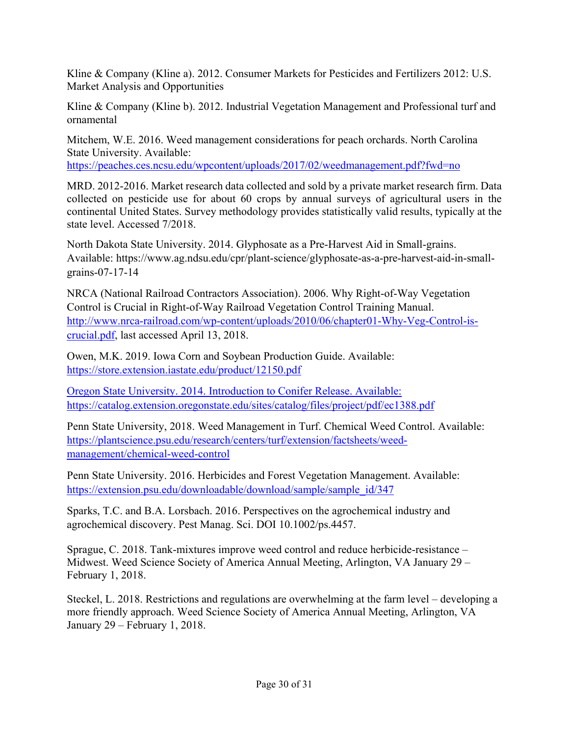Kline & Company (Kline a). 2012. Consumer Markets for Pesticides and Fertilizers 2012: U.S. Market Analysis and Opportunities

Kline & Company (Kline b). 2012. Industrial Vegetation Management and Professional turf and ornamental

Mitchem, W.E. 2016. Weed management considerations for peach orchards. North Carolina State University. Available: https://peaches.ces.ncsu.edu/wpcontent/uploads/2017/02/weedmanagement.pdf?fwd=no

MRD. 2012-2016. Market research data collected and sold by a private market research firm. Data collected on pesticide use for about 60 crops by annual surveys of agricultural users in the continental United States. Survey methodology provides statistically valid results, typically at the state level. Accessed 7/2018.

North Dakota State University. 2014. Glyphosate as a Pre-Harvest Aid in Small-grains. Available: https://www.ag.ndsu.edu/cpr/plant-science/glyphosate-as-a-pre-harvest-aid-in-small-grains-07-17-14

NRCA (National Railroad Contractors Association). 2006. Why Right-of-Way Vegetation Control is Crucial in Right-of-Way Railroad Vegetation Control Training Manual. http://www.nrca-railroad.com/wp-content/uploads/2010/06/chapter01-Why-Veg-Control-is-crucial.pdf, last accessed April 13, 2018.

Owen, M.K. 2019. Iowa Corn and Soybean Production Guide. Available: https://store.extension.iastate.edu/product/12150.pdf

Oregon State University. 2014. Introduction to Conifer Release. Available: https://catalog.extension.oregonstate.edu/sites/catalog/files/project/pdf/ec1388.pdf

Penn State University, 2018. Weed Management in Turf. Chemical Weed Control. Available: https://plantscience.psu.edu/research/centers/turf/extension/factsheets/weed-management/chemical-weed-control

Penn State University. 2016. Herbicides and Forest Vegetation Management. Available: https://extension.psu.edu/downloadable/download/sample/sample_id/347

Sparks, T.C. and B.A. Lorsbach. 2016. Perspectives on the agrochemical industry and agrochemical discovery. Pest Manag. Sci. DOI 10.1002/ps.4457.

Sprague, C. 2018. Tank-mixtures improve weed control and reduce herbicide-resistance – Midwest. Weed Science Society of America Annual Meeting, Arlington, VA January 29 – February 1, 2018.

Steckel, L. 2018. Restrictions and regulations are overwhelming at the farm level – developing a more friendly approach. Weed Science Society of America Annual Meeting, Arlington, VA January 29 – February 1, 2018.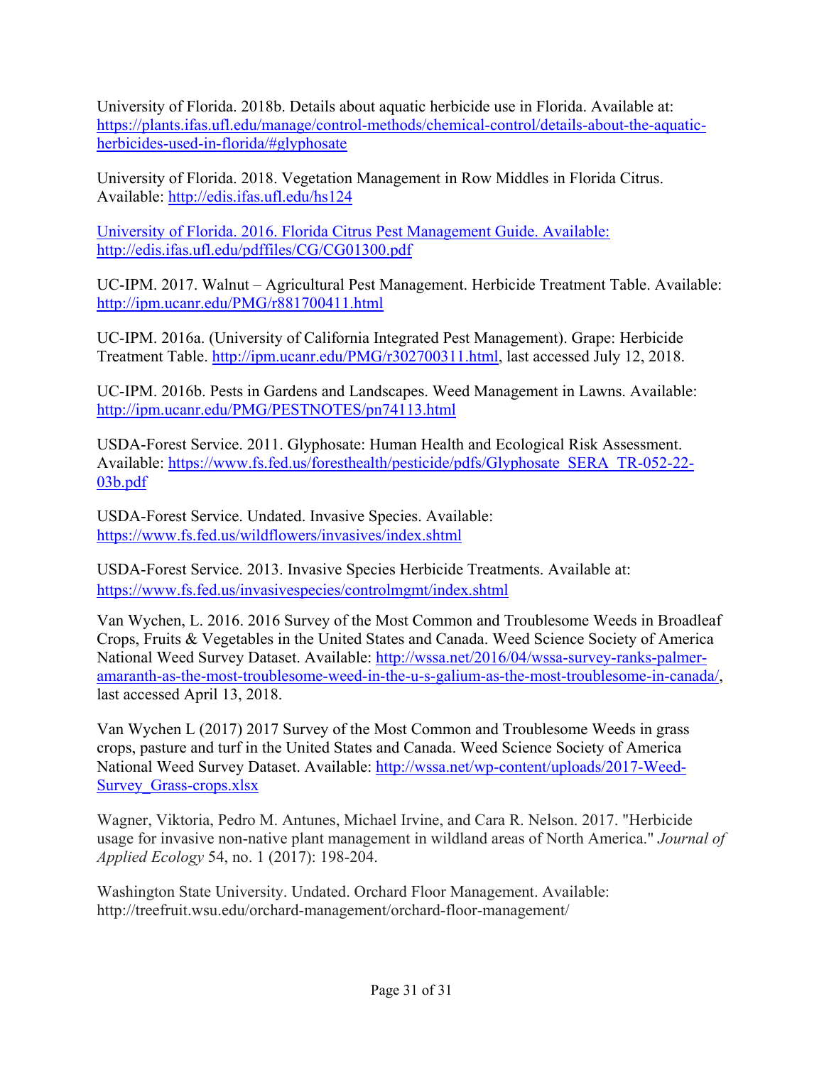University of Florida. 2018b. Details about aquatic herbicide use in Florida. Available at: https://plants.ifas.ufl.edu/manage/control-methods/chemical-control/details-about-the-aquatic-herbicides-used-in-florida/#glyphosate

University of Florida. 2018. Vegetation Management in Row Middles in Florida Citrus. Available: http://edis.ifas.ufl.edu/hs124

University of Florida. 2016. Florida Citrus Pest Management Guide. Available: http://edis.ifas.ufl.edu/pdffiles/CG/CG01300.pdf

UC-IPM. 2017. Walnut – Agricultural Pest Management. Herbicide Treatment Table. Available: http://ipm.ucanr.edu/PMG/r881700411.html

UC-IPM. 2016a. (University of California Integrated Pest Management). Grape: Herbicide Treatment Table. http://ipm.ucanr.edu/PMG/r302700311.html, last accessed July 12, 2018.

UC-IPM. 2016b. Pests in Gardens and Landscapes. Weed Management in Lawns. Available: http://ipm.ucanr.edu/PMG/PESTNOTES/pn74113.html

USDA-Forest Service. 2011. Glyphosate: Human Health and Ecological Risk Assessment. Available: https://www.fs.fed.us/foresthealth/pesticide/pdfs/Glyphosate_SERA_TR-052-22-03b.pdf

USDA-Forest Service. Undated. Invasive Species. Available: https://www.fs.fed.us/wildflowers/invasives/index.shtml

USDA-Forest Service. 2013. Invasive Species Herbicide Treatments. Available at: https://www.fs.fed.us/invasivespecies/controlmgmt/index.shtml

Van Wychen, L. 2016. 2016 Survey of the Most Common and Troublesome Weeds in Broadleaf Crops, Fruits & Vegetables in the United States and Canada. Weed Science Society of America National Weed Survey Dataset. Available: http://wssa.net/2016/04/wssa-survey-ranks-palmer-amaranth-as-the-most-troublesome-weed-in-the-u-s-galium-as-the-most-troublesome-in-canada/, last accessed April 13, 2018.

Van Wychen L (2017) 2017 Survey of the Most Common and Troublesome Weeds in grass crops, pasture and turf in the United States and Canada. Weed Science Society of America National Weed Survey Dataset. Available: http://wssa.net/wp-content/uploads/2017-Weed-Survey_Grass-crops.xlsx

Wagner, Viktoria, Pedro M. Antunes, Michael Irvine, and Cara R. Nelson. 2017. "Herbicide usage for invasive non-native plant management in wildland areas of North America." *Journal of Applied Ecology* 54, no. 1 (2017): 198-204.

Washington State University. Undated. Orchard Floor Management. Available: http://treefruit.wsu.edu/orchard-management/orchard-floor-management/